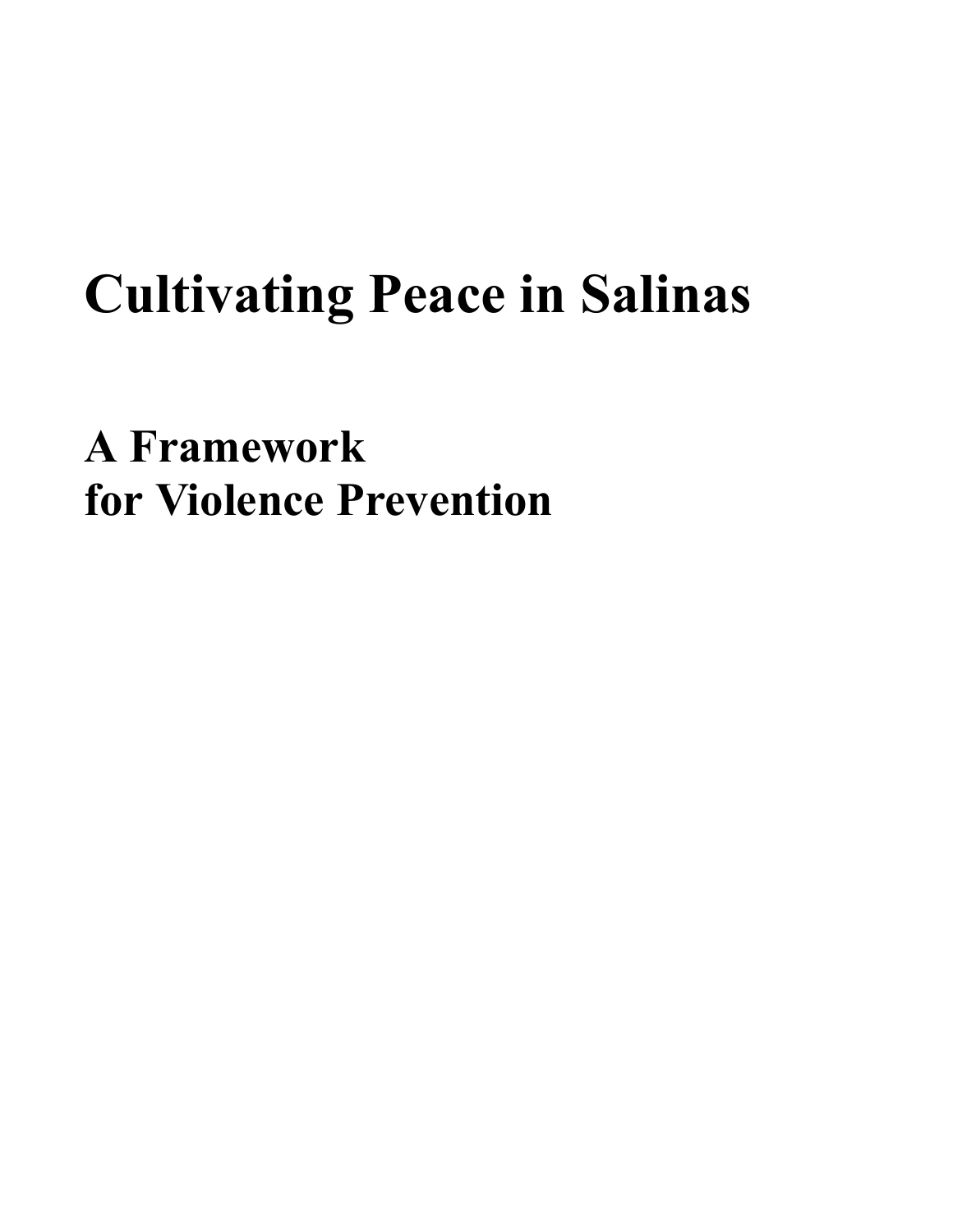# Cultivating Peace in Salinas

## A Framework for Violence Prevention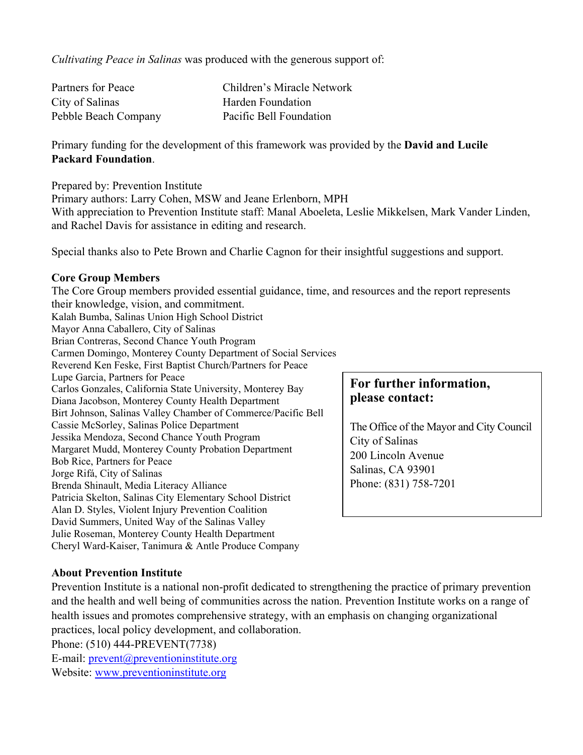*Cultivating Peace in Salinas* was produced with the generous support of:

| | |
|---|---|
| Partners for Peace | Children's Miracle Network |
| City of Salinas | Harden Foundation |
| Pebble Beach Company | Pacific Bell Foundation |

Primary funding for the development of this framework was provided by the **David and Lucile Packard Foundation**.

Prepared by: Prevention Institute
Primary authors: Larry Cohen, MSW and Jeane Erlenborn, MPH
With appreciation to Prevention Institute staff: Manal Aboeleta, Leslie Mikkelsen, Mark Vander Linden, and Rachel Davis for assistance in editing and research.

Special thanks also to Pete Brown and Charlie Cagnon for their insightful suggestions and support.

**Core Group Members**

The Core Group members provided essential guidance, time, and resources and the report represents their knowledge, vision, and commitment.

Kalah Bumba, Salinas Union High School District
Mayor Anna Caballero, City of Salinas
Brian Contreras, Second Chance Youth Program
Carmen Domingo, Monterey County Department of Social Services
Reverend Ken Feske, First Baptist Church/Partners for Peace
Lupe Garcia, Partners for Peace
Carlos Gonzales, California State University, Monterey Bay
Diana Jacobson, Monterey County Health Department
Birt Johnson, Salinas Valley Chamber of Commerce/Pacific Bell
Cassie McSorley, Salinas Police Department
Jessika Mendoza, Second Chance Youth Program
Margaret Mudd, Monterey County Probation Department
Bob Rice, Partners for Peace
Jorge Rifá, City of Salinas
Brenda Shinault, Media Literacy Alliance
Patricia Skelton, Salinas City Elementary School District
Alan D. Styles, Violent Injury Prevention Coalition
David Summers, United Way of the Salinas Valley
Julie Roseman, Monterey County Health Department
Cheryl Ward-Kaiser, Tanimura & Antle Produce Company

**For further information, please contact:**

The Office of the Mayor and City Council
City of Salinas
200 Lincoln Avenue
Salinas, CA 93901
Phone: (831) 758-7201

**About Prevention Institute**

Prevention Institute is a national non-profit dedicated to strengthening the practice of primary prevention and the health and well being of communities across the nation. Prevention Institute works on a range of health issues and promotes comprehensive strategy, with an emphasis on changing organizational practices, local policy development, and collaboration.

Phone: (510) 444-PREVENT(7738)
E-mail: prevent@preventioninstitute.org
Website: www.preventioninstitute.org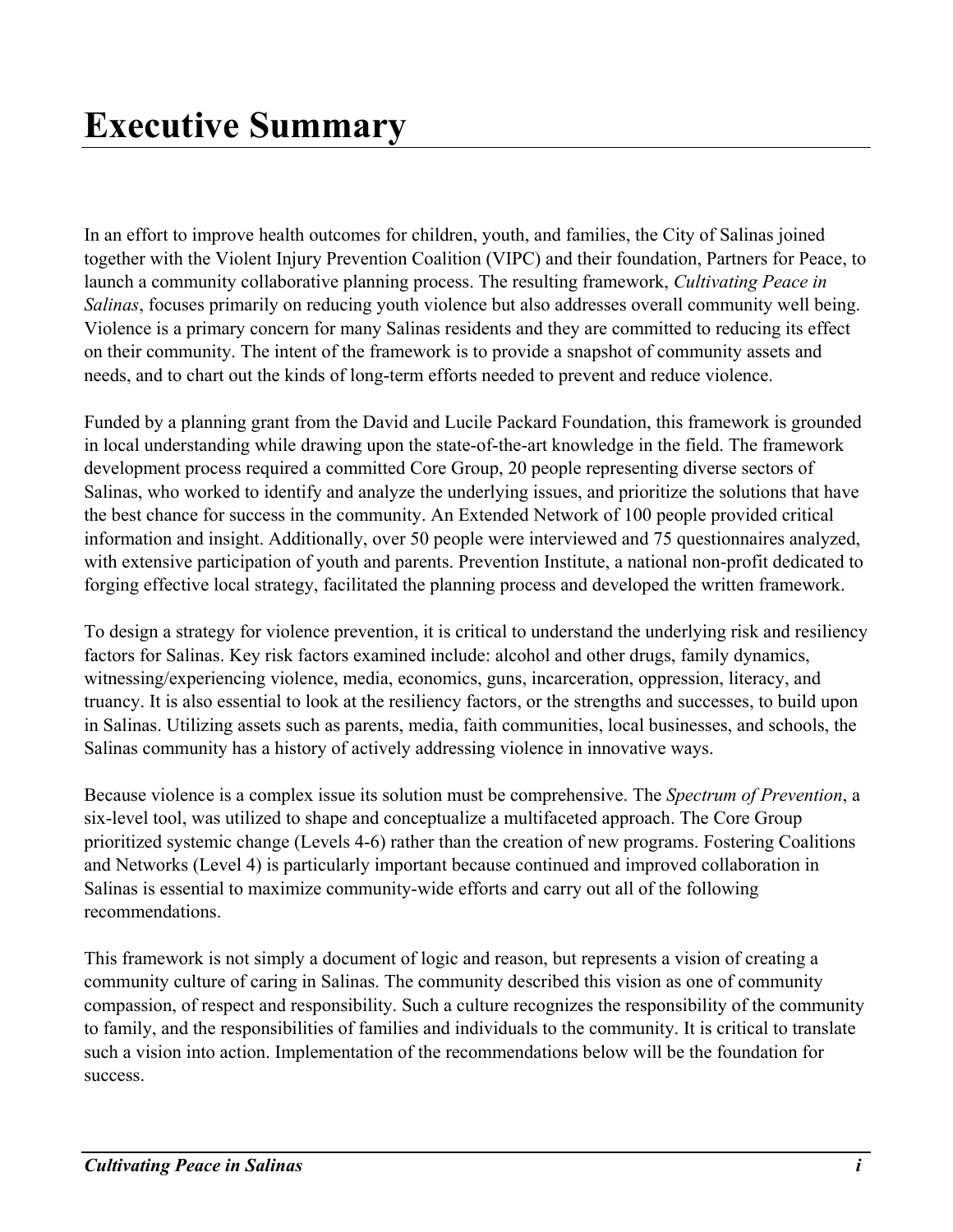# Executive Summary

In an effort to improve health outcomes for children, youth, and families, the City of Salinas joined together with the Violent Injury Prevention Coalition (VIPC) and their foundation, Partners for Peace, to launch a community collaborative planning process. The resulting framework, *Cultivating Peace in Salinas*, focuses primarily on reducing youth violence but also addresses overall community well being. Violence is a primary concern for many Salinas residents and they are committed to reducing its effect on their community. The intent of the framework is to provide a snapshot of community assets and needs, and to chart out the kinds of long-term efforts needed to prevent and reduce violence.

Funded by a planning grant from the David and Lucile Packard Foundation, this framework is grounded in local understanding while drawing upon the state-of-the-art knowledge in the field. The framework development process required a committed Core Group, 20 people representing diverse sectors of Salinas, who worked to identify and analyze the underlying issues, and prioritize the solutions that have the best chance for success in the community. An Extended Network of 100 people provided critical information and insight. Additionally, over 50 people were interviewed and 75 questionnaires analyzed, with extensive participation of youth and parents. Prevention Institute, a national non-profit dedicated to forging effective local strategy, facilitated the planning process and developed the written framework.

To design a strategy for violence prevention, it is critical to understand the underlying risk and resiliency factors for Salinas. Key risk factors examined include: alcohol and other drugs, family dynamics, witnessing/experiencing violence, media, economics, guns, incarceration, oppression, literacy, and truancy. It is also essential to look at the resiliency factors, or the strengths and successes, to build upon in Salinas. Utilizing assets such as parents, media, faith communities, local businesses, and schools, the Salinas community has a history of actively addressing violence in innovative ways.

Because violence is a complex issue its solution must be comprehensive. The *Spectrum of Prevention*, a six-level tool, was utilized to shape and conceptualize a multifaceted approach. The Core Group prioritized systemic change (Levels 4-6) rather than the creation of new programs. Fostering Coalitions and Networks (Level 4) is particularly important because continued and improved collaboration in Salinas is essential to maximize community-wide efforts and carry out all of the following recommendations.

This framework is not simply a document of logic and reason, but represents a vision of creating a community culture of caring in Salinas. The community described this vision as one of community compassion, of respect and responsibility. Such a culture recognizes the responsibility of the community to family, and the responsibilities of families and individuals to the community. It is critical to translate such a vision into action. Implementation of the recommendations below will be the foundation for success.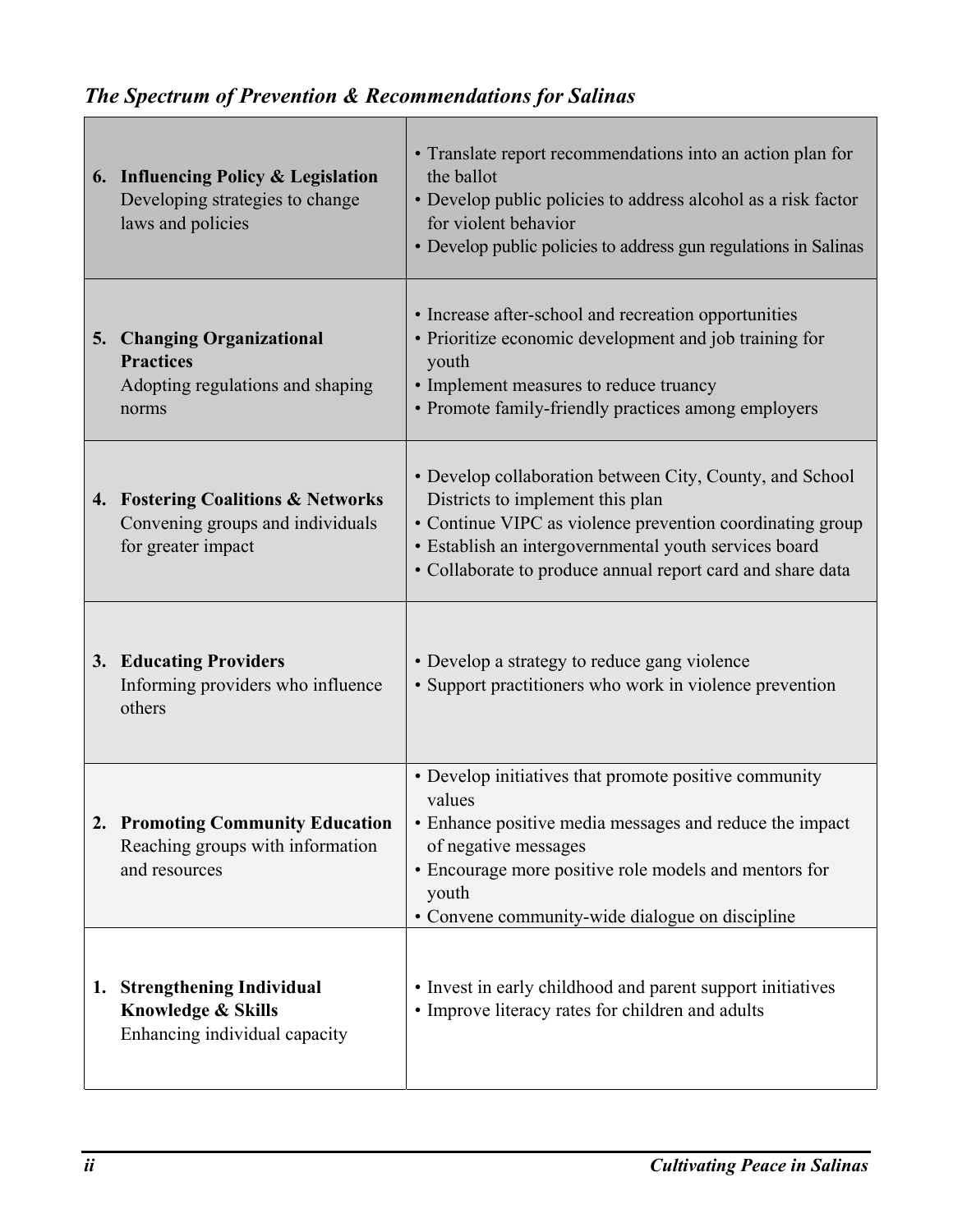### *The Spectrum of Prevention & Recommendations for Salinas*

| Level | Recommendations |
|---|---|
| **6. Influencing Policy & Legislation**<br>Developing strategies to change laws and policies | • Translate report recommendations into an action plan for the ballot<br>• Develop public policies to address alcohol as a risk factor for violent behavior<br>• Develop public policies to address gun regulations in Salinas |
| **5. Changing Organizational Practices**<br>Adopting regulations and shaping norms | • Increase after-school and recreation opportunities<br>• Prioritize economic development and job training for youth<br>• Implement measures to reduce truancy<br>• Promote family-friendly practices among employers |
| **4. Fostering Coalitions & Networks**<br>Convening groups and individuals for greater impact | • Develop collaboration between City, County, and School Districts to implement this plan<br>• Continue VIPC as violence prevention coordinating group<br>• Establish an intergovernmental youth services board<br>• Collaborate to produce annual report card and share data |
| **3. Educating Providers**<br>Informing providers who influence others | • Develop a strategy to reduce gang violence<br>• Support practitioners who work in violence prevention |
| **2. Promoting Community Education**<br>Reaching groups with information and resources | • Develop initiatives that promote positive community values<br>• Enhance positive media messages and reduce the impact of negative messages<br>• Encourage more positive role models and mentors for youth<br>• Convene community-wide dialogue on discipline |
| **1. Strengthening Individual Knowledge & Skills**<br>Enhancing individual capacity | • Invest in early childhood and parent support initiatives<br>• Improve literacy rates for children and adults |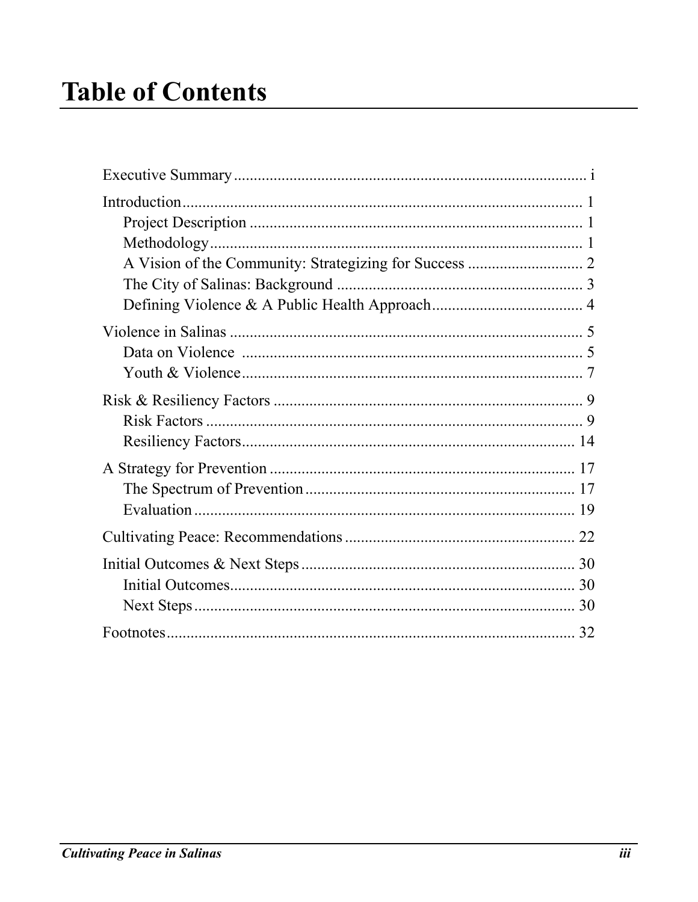# Table of Contents

Executive Summary ........................................................................................ i

Introduction .................................................................................................. 1
- Project Description .................................................................................. 1
- Methodology ............................................................................................. 1
- A Vision of the Community: Strategizing for Success ............................ 2
- The City of Salinas: Background ............................................................. 3
- Defining Violence & A Public Health Approach ...................................... 4

Violence in Salinas ......................................................................................... 5
- Data on Violence ...................................................................................... 5
- Youth & Violence ..................................................................................... 7

Risk & Resiliency Factors .............................................................................. 9
- Risk Factors .............................................................................................. 9
- Resiliency Factors .................................................................................... 14

A Strategy for Prevention ............................................................................. 17
- The Spectrum of Prevention .................................................................... 17
- Evaluation ................................................................................................ 19

Cultivating Peace: Recommendations .......................................................... 22

Initial Outcomes & Next Steps ..................................................................... 30
- Initial Outcomes ....................................................................................... 30
- Next Steps ................................................................................................ 30

Footnotes ....................................................................................................... 32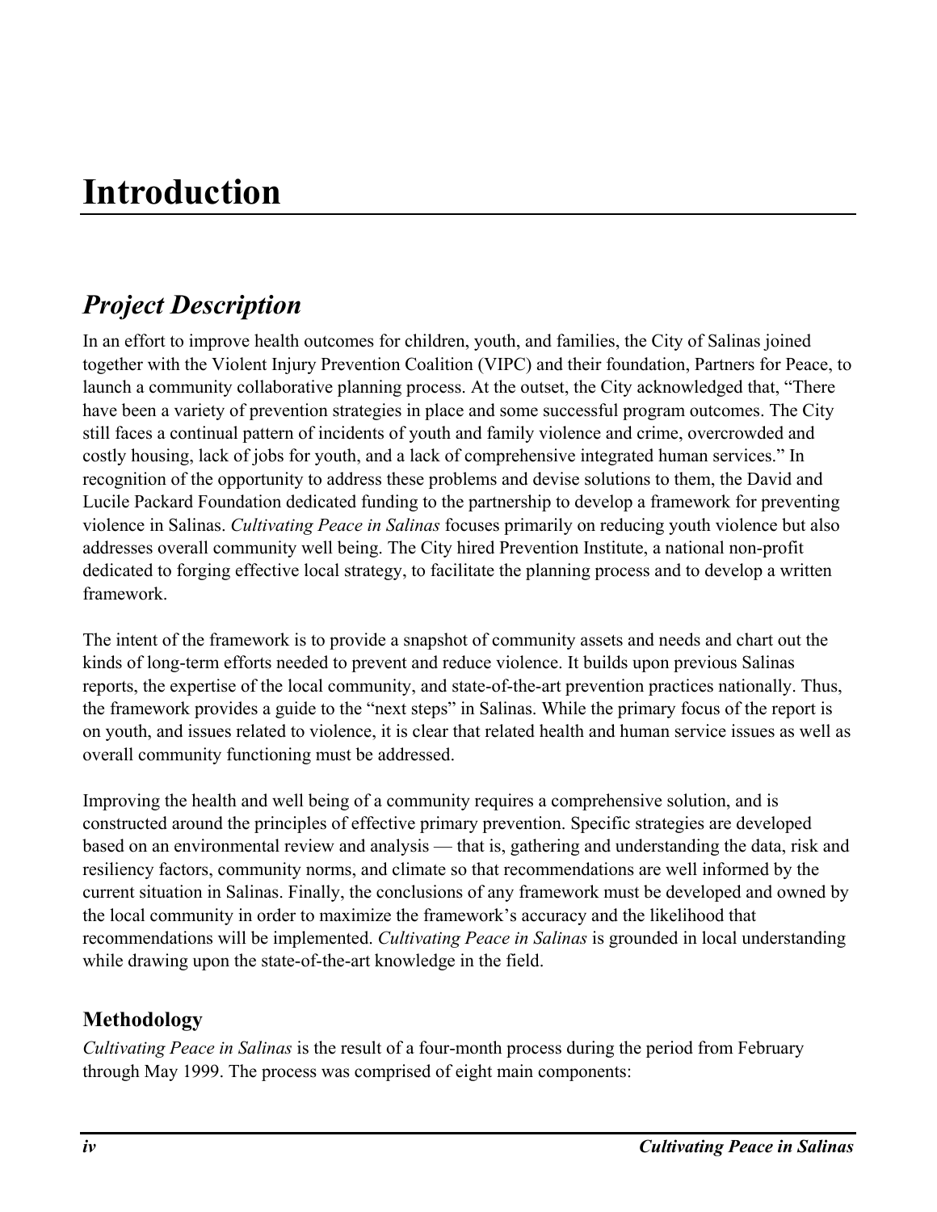# Introduction

## *Project Description*

In an effort to improve health outcomes for children, youth, and families, the City of Salinas joined together with the Violent Injury Prevention Coalition (VIPC) and their foundation, Partners for Peace, to launch a community collaborative planning process. At the outset, the City acknowledged that, "There have been a variety of prevention strategies in place and some successful program outcomes. The City still faces a continual pattern of incidents of youth and family violence and crime, overcrowded and costly housing, lack of jobs for youth, and a lack of comprehensive integrated human services." In recognition of the opportunity to address these problems and devise solutions to them, the David and Lucile Packard Foundation dedicated funding to the partnership to develop a framework for preventing violence in Salinas. *Cultivating Peace in Salinas* focuses primarily on reducing youth violence but also addresses overall community well being. The City hired Prevention Institute, a national non-profit dedicated to forging effective local strategy, to facilitate the planning process and to develop a written framework.

The intent of the framework is to provide a snapshot of community assets and needs and chart out the kinds of long-term efforts needed to prevent and reduce violence. It builds upon previous Salinas reports, the expertise of the local community, and state-of-the-art prevention practices nationally. Thus, the framework provides a guide to the "next steps" in Salinas. While the primary focus of the report is on youth, and issues related to violence, it is clear that related health and human service issues as well as overall community functioning must be addressed.

Improving the health and well being of a community requires a comprehensive solution, and is constructed around the principles of effective primary prevention. Specific strategies are developed based on an environmental review and analysis — that is, gathering and understanding the data, risk and resiliency factors, community norms, and climate so that recommendations are well informed by the current situation in Salinas. Finally, the conclusions of any framework must be developed and owned by the local community in order to maximize the framework's accuracy and the likelihood that recommendations will be implemented. *Cultivating Peace in Salinas* is grounded in local understanding while drawing upon the state-of-the-art knowledge in the field.

### Methodology

*Cultivating Peace in Salinas* is the result of a four-month process during the period from February through May 1999. The process was comprised of eight main components: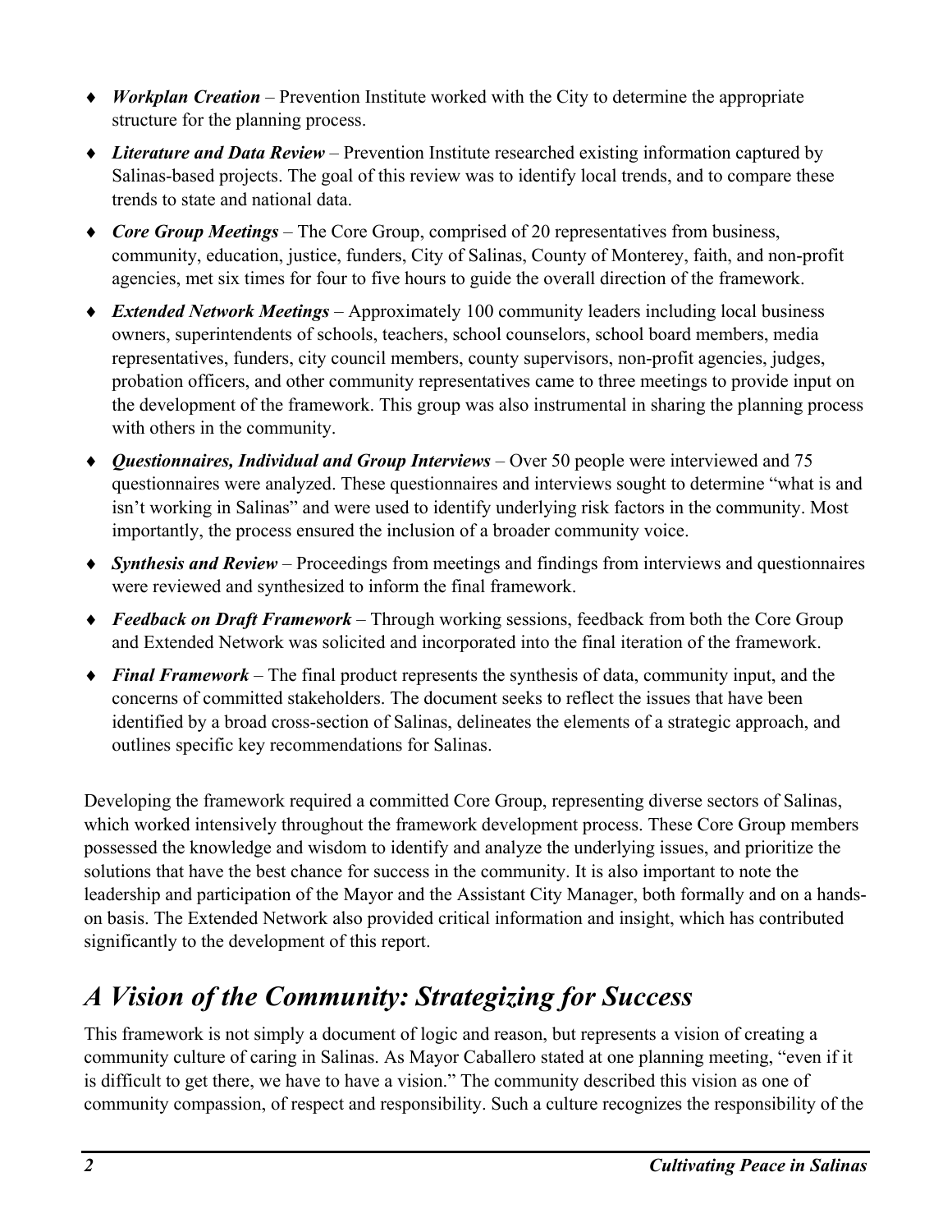- ***Workplan Creation*** – Prevention Institute worked with the City to determine the appropriate structure for the planning process.
- ***Literature and Data Review*** – Prevention Institute researched existing information captured by Salinas-based projects. The goal of this review was to identify local trends, and to compare these trends to state and national data.
- ***Core Group Meetings*** – The Core Group, comprised of 20 representatives from business, community, education, justice, funders, City of Salinas, County of Monterey, faith, and non-profit agencies, met six times for four to five hours to guide the overall direction of the framework.
- ***Extended Network Meetings*** – Approximately 100 community leaders including local business owners, superintendents of schools, teachers, school counselors, school board members, media representatives, funders, city council members, county supervisors, non-profit agencies, judges, probation officers, and other community representatives came to three meetings to provide input on the development of the framework. This group was also instrumental in sharing the planning process with others in the community.
- ***Questionnaires, Individual and Group Interviews*** – Over 50 people were interviewed and 75 questionnaires were analyzed. These questionnaires and interviews sought to determine "what is and isn't working in Salinas" and were used to identify underlying risk factors in the community. Most importantly, the process ensured the inclusion of a broader community voice.
- ***Synthesis and Review*** – Proceedings from meetings and findings from interviews and questionnaires were reviewed and synthesized to inform the final framework.
- ***Feedback on Draft Framework*** – Through working sessions, feedback from both the Core Group and Extended Network was solicited and incorporated into the final iteration of the framework.
- ***Final Framework*** – The final product represents the synthesis of data, community input, and the concerns of committed stakeholders. The document seeks to reflect the issues that have been identified by a broad cross-section of Salinas, delineates the elements of a strategic approach, and outlines specific key recommendations for Salinas.

Developing the framework required a committed Core Group, representing diverse sectors of Salinas, which worked intensively throughout the framework development process. These Core Group members possessed the knowledge and wisdom to identify and analyze the underlying issues, and prioritize the solutions that have the best chance for success in the community. It is also important to note the leadership and participation of the Mayor and the Assistant City Manager, both formally and on a hands-on basis. The Extended Network also provided critical information and insight, which has contributed significantly to the development of this report.

## *A Vision of the Community: Strategizing for Success*

This framework is not simply a document of logic and reason, but represents a vision of creating a community culture of caring in Salinas. As Mayor Caballero stated at one planning meeting, "even if it is difficult to get there, we have to have a vision." The community described this vision as one of community compassion, of respect and responsibility. Such a culture recognizes the responsibility of the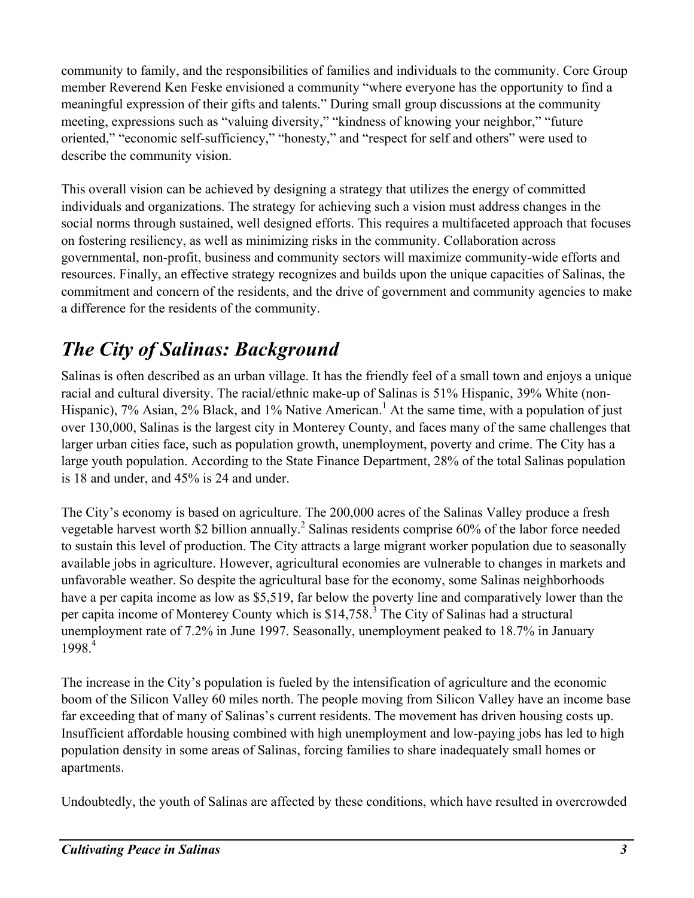community to family, and the responsibilities of families and individuals to the community. Core Group member Reverend Ken Feske envisioned a community "where everyone has the opportunity to find a meaningful expression of their gifts and talents." During small group discussions at the community meeting, expressions such as "valuing diversity," "kindness of knowing your neighbor," "future oriented," "economic self-sufficiency," "honesty," and "respect for self and others" were used to describe the community vision.

This overall vision can be achieved by designing a strategy that utilizes the energy of committed individuals and organizations. The strategy for achieving such a vision must address changes in the social norms through sustained, well designed efforts. This requires a multifaceted approach that focuses on fostering resiliency, as well as minimizing risks in the community. Collaboration across governmental, non-profit, business and community sectors will maximize community-wide efforts and resources. Finally, an effective strategy recognizes and builds upon the unique capacities of Salinas, the commitment and concern of the residents, and the drive of government and community agencies to make a difference for the residents of the community.

## *The City of Salinas: Background*

Salinas is often described as an urban village. It has the friendly feel of a small town and enjoys a unique racial and cultural diversity. The racial/ethnic make-up of Salinas is 51% Hispanic, 39% White (non-Hispanic), 7% Asian, 2% Black, and 1% Native American.[1] At the same time, with a population of just over 130,000, Salinas is the largest city in Monterey County, and faces many of the same challenges that larger urban cities face, such as population growth, unemployment, poverty and crime. The City has a large youth population. According to the State Finance Department, 28% of the total Salinas population is 18 and under, and 45% is 24 and under.

The City's economy is based on agriculture. The 200,000 acres of the Salinas Valley produce a fresh vegetable harvest worth $2 billion annually.[2] Salinas residents comprise 60% of the labor force needed to sustain this level of production. The City attracts a large migrant worker population due to seasonally available jobs in agriculture. However, agricultural economies are vulnerable to changes in markets and unfavorable weather. So despite the agricultural base for the economy, some Salinas neighborhoods have a per capita income as low as $5,519, far below the poverty line and comparatively lower than the per capita income of Monterey County which is $14,758.[3] The City of Salinas had a structural unemployment rate of 7.2% in June 1997. Seasonally, unemployment peaked to 18.7% in January 1998.[4]

The increase in the City's population is fueled by the intensification of agriculture and the economic boom of the Silicon Valley 60 miles north. The people moving from Silicon Valley have an income base far exceeding that of many of Salinas's current residents. The movement has driven housing costs up. Insufficient affordable housing combined with high unemployment and low-paying jobs has led to high population density in some areas of Salinas, forcing families to share inadequately small homes or apartments.

Undoubtedly, the youth of Salinas are affected by these conditions, which have resulted in overcrowded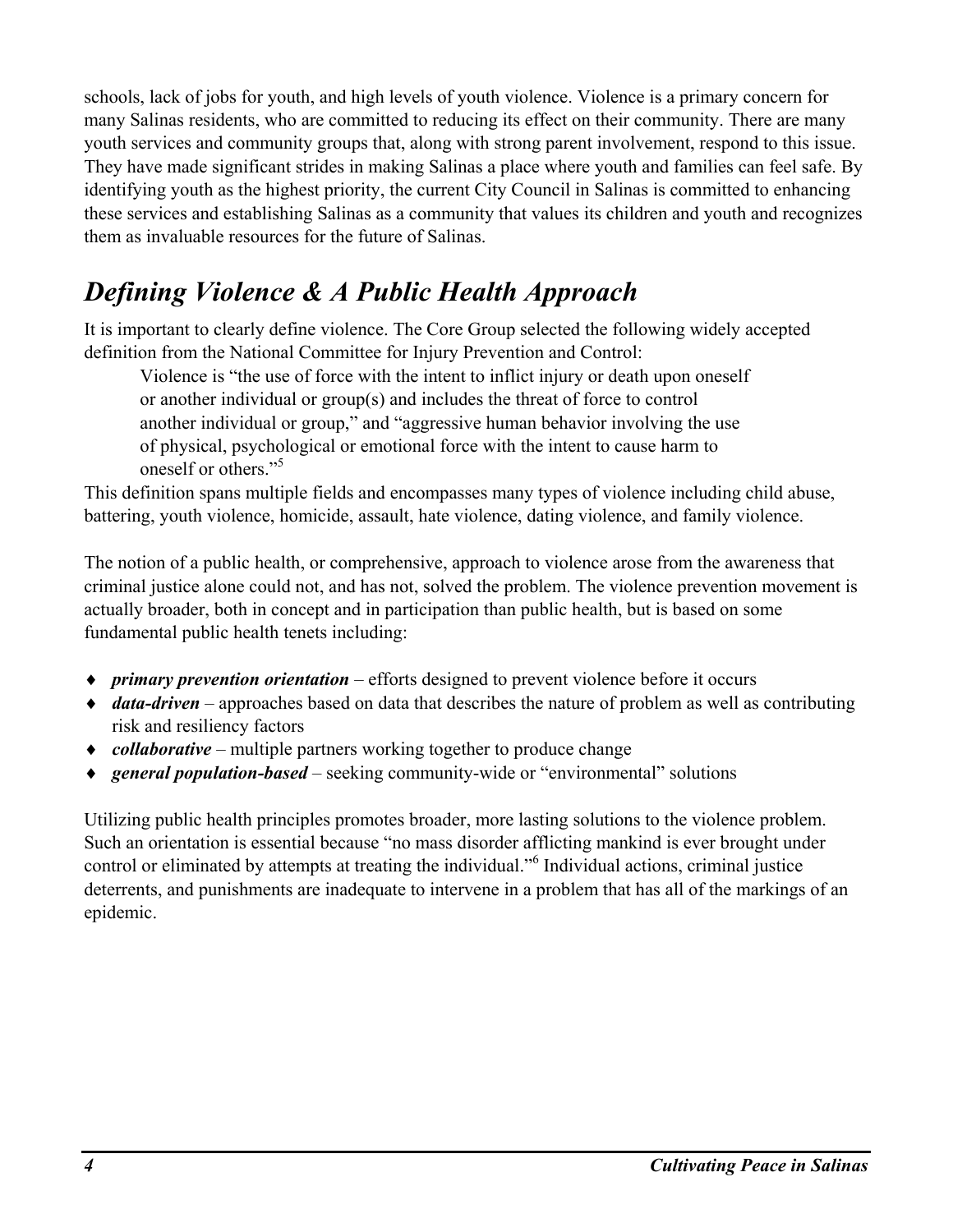schools, lack of jobs for youth, and high levels of youth violence. Violence is a primary concern for many Salinas residents, who are committed to reducing its effect on their community. There are many youth services and community groups that, along with strong parent involvement, respond to this issue. They have made significant strides in making Salinas a place where youth and families can feel safe. By identifying youth as the highest priority, the current City Council in Salinas is committed to enhancing these services and establishing Salinas as a community that values its children and youth and recognizes them as invaluable resources for the future of Salinas.

## *Defining Violence & A Public Health Approach*

It is important to clearly define violence. The Core Group selected the following widely accepted definition from the National Committee for Injury Prevention and Control:

> Violence is "the use of force with the intent to inflict injury or death upon oneself or another individual or group(s) and includes the threat of force to control another individual or group," and "aggressive human behavior involving the use of physical, psychological or emotional force with the intent to cause harm to oneself or others."[5]

This definition spans multiple fields and encompasses many types of violence including child abuse, battering, youth violence, homicide, assault, hate violence, dating violence, and family violence.

The notion of a public health, or comprehensive, approach to violence arose from the awareness that criminal justice alone could not, and has not, solved the problem. The violence prevention movement is actually broader, both in concept and in participation than public health, but is based on some fundamental public health tenets including:

- ***primary prevention orientation*** – efforts designed to prevent violence before it occurs
- ***data-driven*** – approaches based on data that describes the nature of problem as well as contributing risk and resiliency factors
- ***collaborative*** – multiple partners working together to produce change
- ***general population-based*** – seeking community-wide or "environmental" solutions

Utilizing public health principles promotes broader, more lasting solutions to the violence problem. Such an orientation is essential because "no mass disorder afflicting mankind is ever brought under control or eliminated by attempts at treating the individual."[6] Individual actions, criminal justice deterrents, and punishments are inadequate to intervene in a problem that has all of the markings of an epidemic.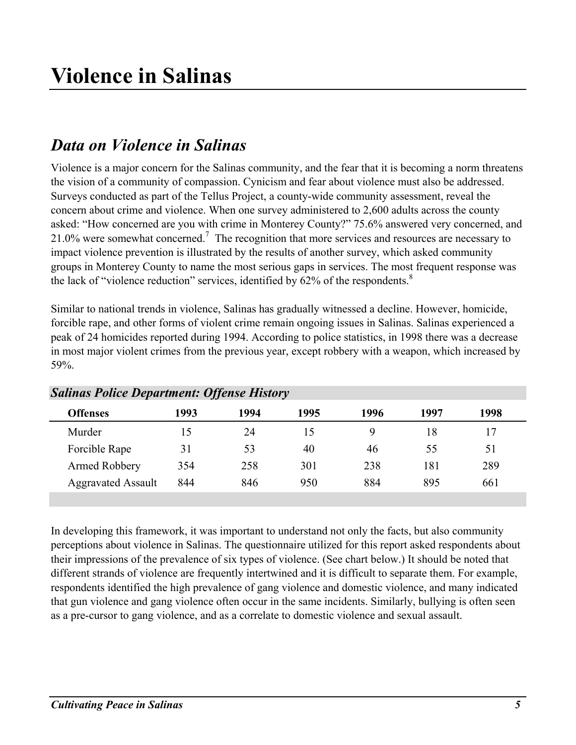# Violence in Salinas

## Data on Violence in Salinas

Violence is a major concern for the Salinas community, and the fear that it is becoming a norm threatens the vision of a community of compassion. Cynicism and fear about violence must also be addressed. Surveys conducted as part of the Tellus Project, a county-wide community assessment, reveal the concern about crime and violence. When one survey administered to 2,600 adults across the county asked: "How concerned are you with crime in Monterey County?" 75.6% answered very concerned, and 21.0% were somewhat concerned.[7] The recognition that more services and resources are necessary to impact violence prevention is illustrated by the results of another survey, which asked community groups in Monterey County to name the most serious gaps in services. The most frequent response was the lack of "violence reduction" services, identified by 62% of the respondents.[8]

Similar to national trends in violence, Salinas has gradually witnessed a decline. However, homicide, forcible rape, and other forms of violent crime remain ongoing issues in Salinas. Salinas experienced a peak of 24 homicides reported during 1994. According to police statistics, in 1998 there was a decrease in most major violent crimes from the previous year, except robbery with a weapon, which increased by 59%.

### *Salinas Police Department: Offense History*

| Offenses | 1993 | 1994 | 1995 | 1996 | 1997 | 1998 |
|---|---|---|---|---|---|---|
| Murder | 15 | 24 | 15 | 9 | 18 | 17 |
| Forcible Rape | 31 | 53 | 40 | 46 | 55 | 51 |
| Armed Robbery | 354 | 258 | 301 | 238 | 181 | 289 |
| Aggravated Assault | 844 | 846 | 950 | 884 | 895 | 661 |

In developing this framework, it was important to understand not only the facts, but also community perceptions about violence in Salinas. The questionnaire utilized for this report asked respondents about their impressions of the prevalence of six types of violence. (See chart below.) It should be noted that different strands of violence are frequently intertwined and it is difficult to separate them. For example, respondents identified the high prevalence of gang violence and domestic violence, and many indicated that gun violence and gang violence often occur in the same incidents. Similarly, bullying is often seen as a pre-cursor to gang violence, and as a correlate to domestic violence and sexual assault.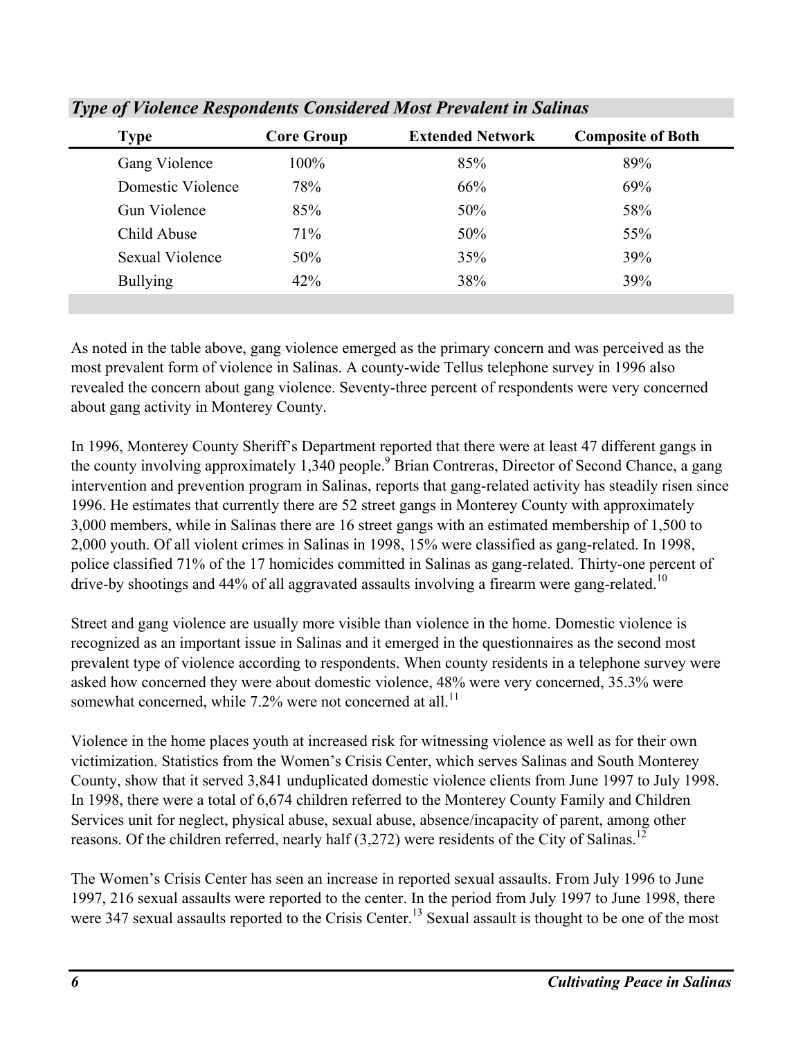***Type of Violence Respondents Considered Most Prevalent in Salinas***

| Type | Core Group | Extended Network | Composite of Both |
|---|---|---|---|
| Gang Violence | 100% | 85% | 89% |
| Domestic Violence | 78% | 66% | 69% |
| Gun Violence | 85% | 50% | 58% |
| Child Abuse | 71% | 50% | 55% |
| Sexual Violence | 50% | 35% | 39% |
| Bullying | 42% | 38% | 39% |

As noted in the table above, gang violence emerged as the primary concern and was perceived as the most prevalent form of violence in Salinas. A county-wide Tellus telephone survey in 1996 also revealed the concern about gang violence. Seventy-three percent of respondents were very concerned about gang activity in Monterey County.

In 1996, Monterey County Sheriff's Department reported that there were at least 47 different gangs in the county involving approximately 1,340 people.[9] Brian Contreras, Director of Second Chance, a gang intervention and prevention program in Salinas, reports that gang-related activity has steadily risen since 1996. He estimates that currently there are 52 street gangs in Monterey County with approximately 3,000 members, while in Salinas there are 16 street gangs with an estimated membership of 1,500 to 2,000 youth. Of all violent crimes in Salinas in 1998, 15% were classified as gang-related. In 1998, police classified 71% of the 17 homicides committed in Salinas as gang-related. Thirty-one percent of drive-by shootings and 44% of all aggravated assaults involving a firearm were gang-related.[10]

Street and gang violence are usually more visible than violence in the home. Domestic violence is recognized as an important issue in Salinas and it emerged in the questionnaires as the second most prevalent type of violence according to respondents. When county residents in a telephone survey were asked how concerned they were about domestic violence, 48% were very concerned, 35.3% were somewhat concerned, while 7.2% were not concerned at all.[11]

Violence in the home places youth at increased risk for witnessing violence as well as for their own victimization. Statistics from the Women's Crisis Center, which serves Salinas and South Monterey County, show that it served 3,841 unduplicated domestic violence clients from June 1997 to July 1998. In 1998, there were a total of 6,674 children referred to the Monterey County Family and Children Services unit for neglect, physical abuse, sexual abuse, absence/incapacity of parent, among other reasons. Of the children referred, nearly half (3,272) were residents of the City of Salinas.[12]

The Women's Crisis Center has seen an increase in reported sexual assaults. From July 1996 to June 1997, 216 sexual assaults were reported to the center. In the period from July 1997 to June 1998, there were 347 sexual assaults reported to the Crisis Center.[13] Sexual assault is thought to be one of the most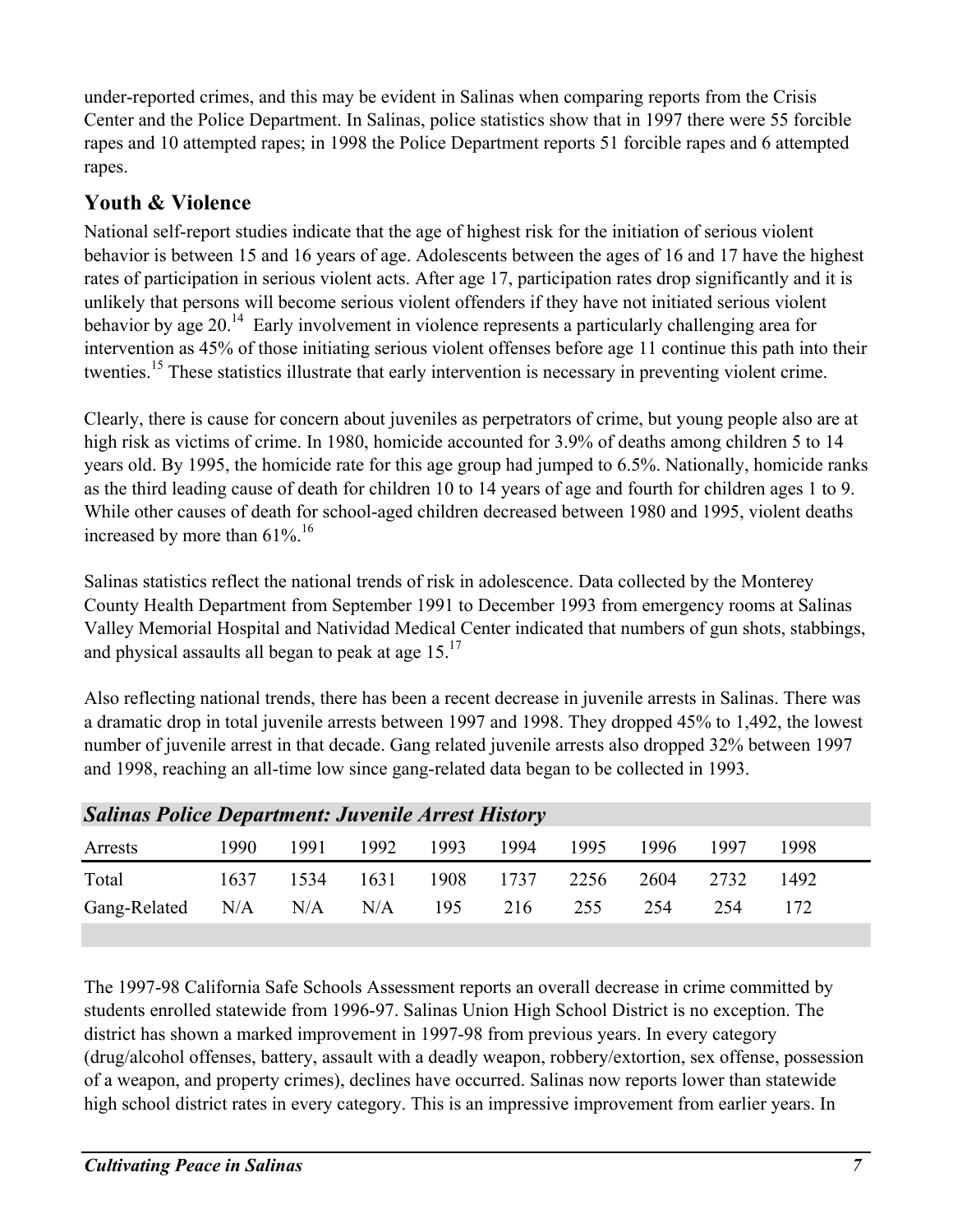under-reported crimes, and this may be evident in Salinas when comparing reports from the Crisis Center and the Police Department. In Salinas, police statistics show that in 1997 there were 55 forcible rapes and 10 attempted rapes; in 1998 the Police Department reports 51 forcible rapes and 6 attempted rapes.

## Youth & Violence

National self-report studies indicate that the age of highest risk for the initiation of serious violent behavior is between 15 and 16 years of age. Adolescents between the ages of 16 and 17 have the highest rates of participation in serious violent acts. After age 17, participation rates drop significantly and it is unlikely that persons will become serious violent offenders if they have not initiated serious violent behavior by age 20.[14] Early involvement in violence represents a particularly challenging area for intervention as 45% of those initiating serious violent offenses before age 11 continue this path into their twenties.[15] These statistics illustrate that early intervention is necessary in preventing violent crime.

Clearly, there is cause for concern about juveniles as perpetrators of crime, but young people also are at high risk as victims of crime. In 1980, homicide accounted for 3.9% of deaths among children 5 to 14 years old. By 1995, the homicide rate for this age group had jumped to 6.5%. Nationally, homicide ranks as the third leading cause of death for children 10 to 14 years of age and fourth for children ages 1 to 9. While other causes of death for school-aged children decreased between 1980 and 1995, violent deaths increased by more than 61%.[16]

Salinas statistics reflect the national trends of risk in adolescence. Data collected by the Monterey County Health Department from September 1991 to December 1993 from emergency rooms at Salinas Valley Memorial Hospital and Natividad Medical Center indicated that numbers of gun shots, stabbings, and physical assaults all began to peak at age 15.[17]

Also reflecting national trends, there has been a recent decrease in juvenile arrests in Salinas. There was a dramatic drop in total juvenile arrests between 1997 and 1998. They dropped 45% to 1,492, the lowest number of juvenile arrest in that decade. Gang related juvenile arrests also dropped 32% between 1997 and 1998, reaching an all-time low since gang-related data began to be collected in 1993.

***Salinas Police Department: Juvenile Arrest History***

| Arrests | 1990 | 1991 | 1992 | 1993 | 1994 | 1995 | 1996 | 1997 | 1998 |
|---|---|---|---|---|---|---|---|---|---|
| Total | 1637 | 1534 | 1631 | 1908 | 1737 | 2256 | 2604 | 2732 | 1492 |
| Gang-Related | N/A | N/A | N/A | 195 | 216 | 255 | 254 | 254 | 172 |

The 1997-98 California Safe Schools Assessment reports an overall decrease in crime committed by students enrolled statewide from 1996-97. Salinas Union High School District is no exception. The district has shown a marked improvement in 1997-98 from previous years. In every category (drug/alcohol offenses, battery, assault with a deadly weapon, robbery/extortion, sex offense, possession of a weapon, and property crimes), declines have occurred. Salinas now reports lower than statewide high school district rates in every category. This is an impressive improvement from earlier years. In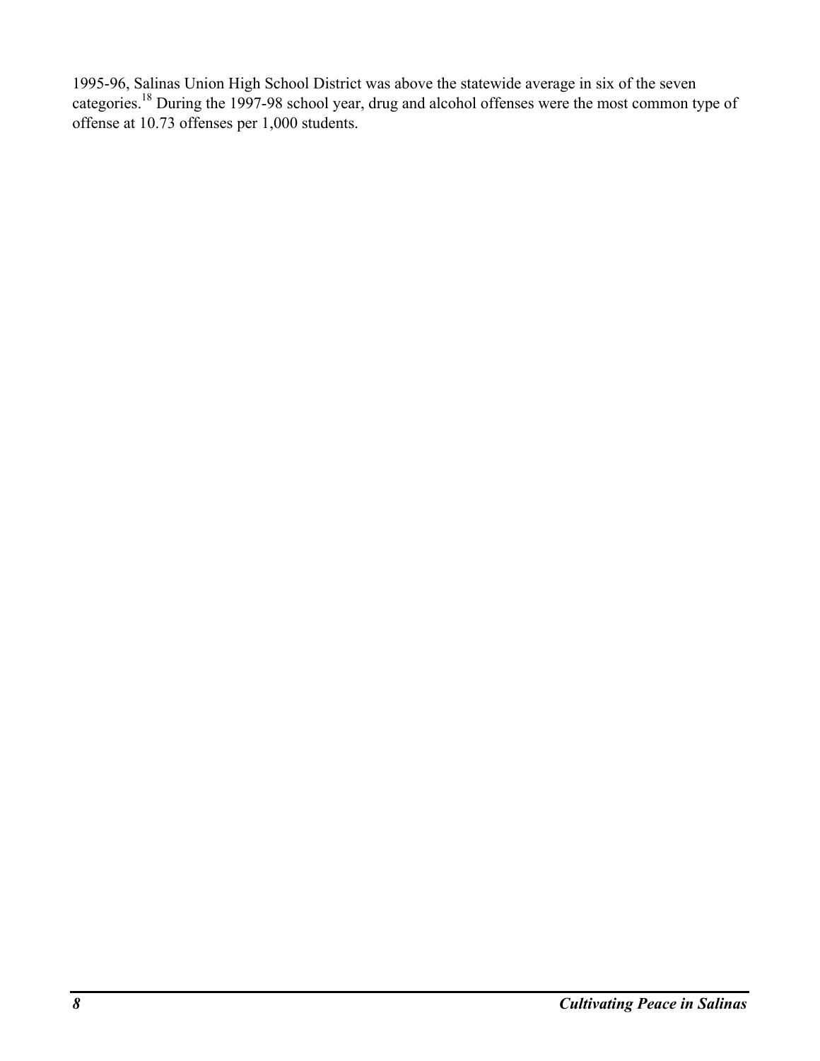1995-96, Salinas Union High School District was above the statewide average in six of the seven categories.[18] During the 1997-98 school year, drug and alcohol offenses were the most common type of offense at 10.73 offenses per 1,000 students.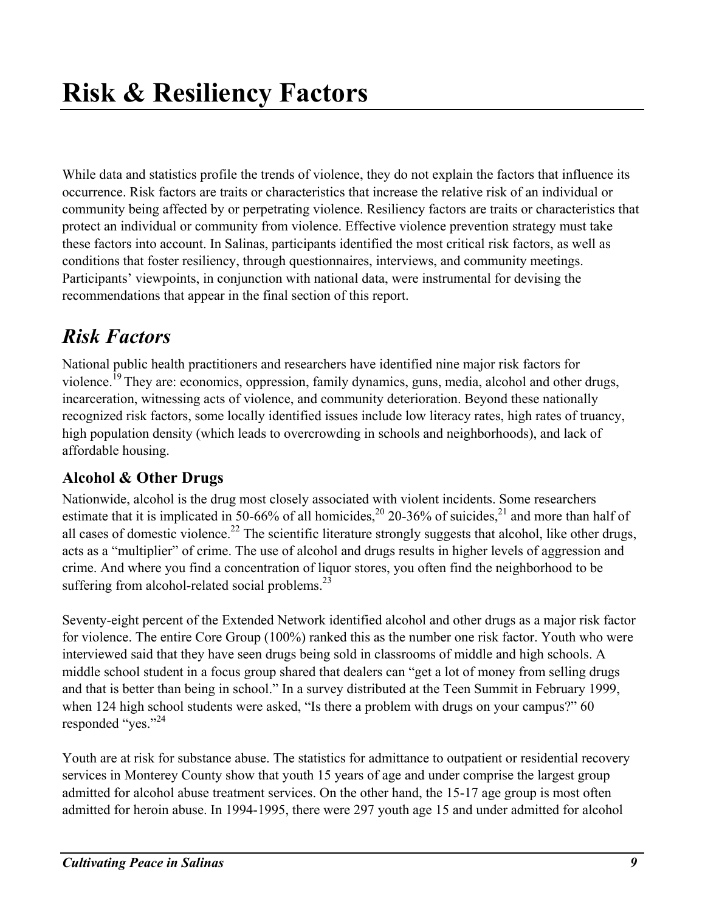# Risk & Resiliency Factors

While data and statistics profile the trends of violence, they do not explain the factors that influence its occurrence. Risk factors are traits or characteristics that increase the relative risk of an individual or community being affected by or perpetrating violence. Resiliency factors are traits or characteristics that protect an individual or community from violence. Effective violence prevention strategy must take these factors into account. In Salinas, participants identified the most critical risk factors, as well as conditions that foster resiliency, through questionnaires, interviews, and community meetings. Participants' viewpoints, in conjunction with national data, were instrumental for devising the recommendations that appear in the final section of this report.

## *Risk Factors*

National public health practitioners and researchers have identified nine major risk factors for violence.[19] They are: economics, oppression, family dynamics, guns, media, alcohol and other drugs, incarceration, witnessing acts of violence, and community deterioration. Beyond these nationally recognized risk factors, some locally identified issues include low literacy rates, high rates of truancy, high population density (which leads to overcrowding in schools and neighborhoods), and lack of affordable housing.

### Alcohol & Other Drugs

Nationwide, alcohol is the drug most closely associated with violent incidents. Some researchers estimate that it is implicated in 50-66% of all homicides,[20] 20-36% of suicides,[21] and more than half of all cases of domestic violence.[22] The scientific literature strongly suggests that alcohol, like other drugs, acts as a "multiplier" of crime. The use of alcohol and drugs results in higher levels of aggression and crime. And where you find a concentration of liquor stores, you often find the neighborhood to be suffering from alcohol-related social problems.[23]

Seventy-eight percent of the Extended Network identified alcohol and other drugs as a major risk factor for violence. The entire Core Group (100%) ranked this as the number one risk factor. Youth who were interviewed said that they have seen drugs being sold in classrooms of middle and high schools. A middle school student in a focus group shared that dealers can "get a lot of money from selling drugs and that is better than being in school." In a survey distributed at the Teen Summit in February 1999, when 124 high school students were asked, "Is there a problem with drugs on your campus?" 60 responded "yes."[24]

Youth are at risk for substance abuse. The statistics for admittance to outpatient or residential recovery services in Monterey County show that youth 15 years of age and under comprise the largest group admitted for alcohol abuse treatment services. On the other hand, the 15-17 age group is most often admitted for heroin abuse. In 1994-1995, there were 297 youth age 15 and under admitted for alcohol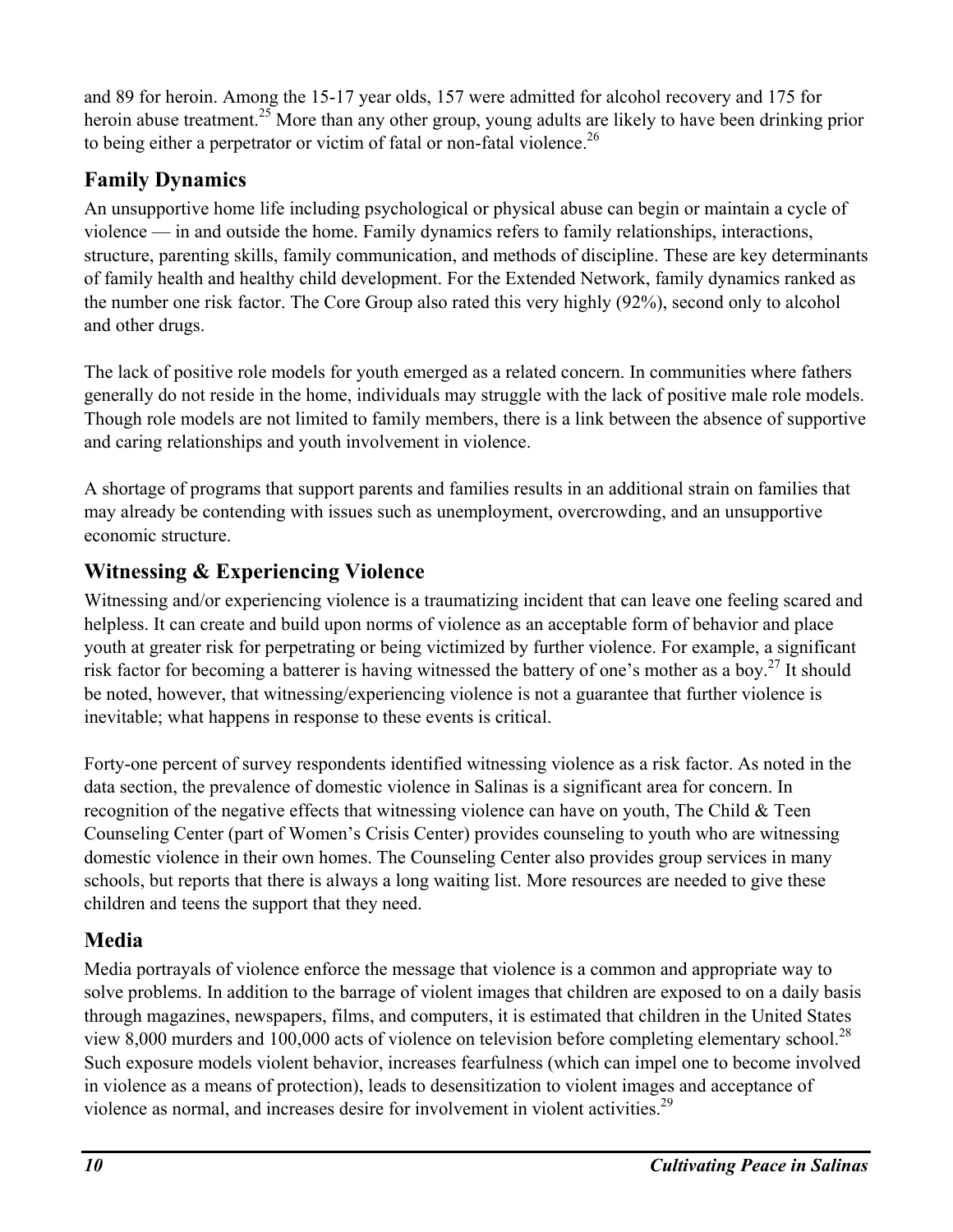and 89 for heroin. Among the 15-17 year olds, 157 were admitted for alcohol recovery and 175 for heroin abuse treatment.[25] More than any other group, young adults are likely to have been drinking prior to being either a perpetrator or victim of fatal or non-fatal violence.[26]

## Family Dynamics

An unsupportive home life including psychological or physical abuse can begin or maintain a cycle of violence — in and outside the home. Family dynamics refers to family relationships, interactions, structure, parenting skills, family communication, and methods of discipline. These are key determinants of family health and healthy child development. For the Extended Network, family dynamics ranked as the number one risk factor. The Core Group also rated this very highly (92%), second only to alcohol and other drugs.

The lack of positive role models for youth emerged as a related concern. In communities where fathers generally do not reside in the home, individuals may struggle with the lack of positive male role models. Though role models are not limited to family members, there is a link between the absence of supportive and caring relationships and youth involvement in violence.

A shortage of programs that support parents and families results in an additional strain on families that may already be contending with issues such as unemployment, overcrowding, and an unsupportive economic structure.

## Witnessing & Experiencing Violence

Witnessing and/or experiencing violence is a traumatizing incident that can leave one feeling scared and helpless. It can create and build upon norms of violence as an acceptable form of behavior and place youth at greater risk for perpetrating or being victimized by further violence. For example, a significant risk factor for becoming a batterer is having witnessed the battery of one's mother as a boy.[27] It should be noted, however, that witnessing/experiencing violence is not a guarantee that further violence is inevitable; what happens in response to these events is critical.

Forty-one percent of survey respondents identified witnessing violence as a risk factor. As noted in the data section, the prevalence of domestic violence in Salinas is a significant area for concern. In recognition of the negative effects that witnessing violence can have on youth, The Child & Teen Counseling Center (part of Women's Crisis Center) provides counseling to youth who are witnessing domestic violence in their own homes. The Counseling Center also provides group services in many schools, but reports that there is always a long waiting list. More resources are needed to give these children and teens the support that they need.

## Media

Media portrayals of violence enforce the message that violence is a common and appropriate way to solve problems. In addition to the barrage of violent images that children are exposed to on a daily basis through magazines, newspapers, films, and computers, it is estimated that children in the United States view 8,000 murders and 100,000 acts of violence on television before completing elementary school.[28] Such exposure models violent behavior, increases fearfulness (which can impel one to become involved in violence as a means of protection), leads to desensitization to violent images and acceptance of violence as normal, and increases desire for involvement in violent activities.[29]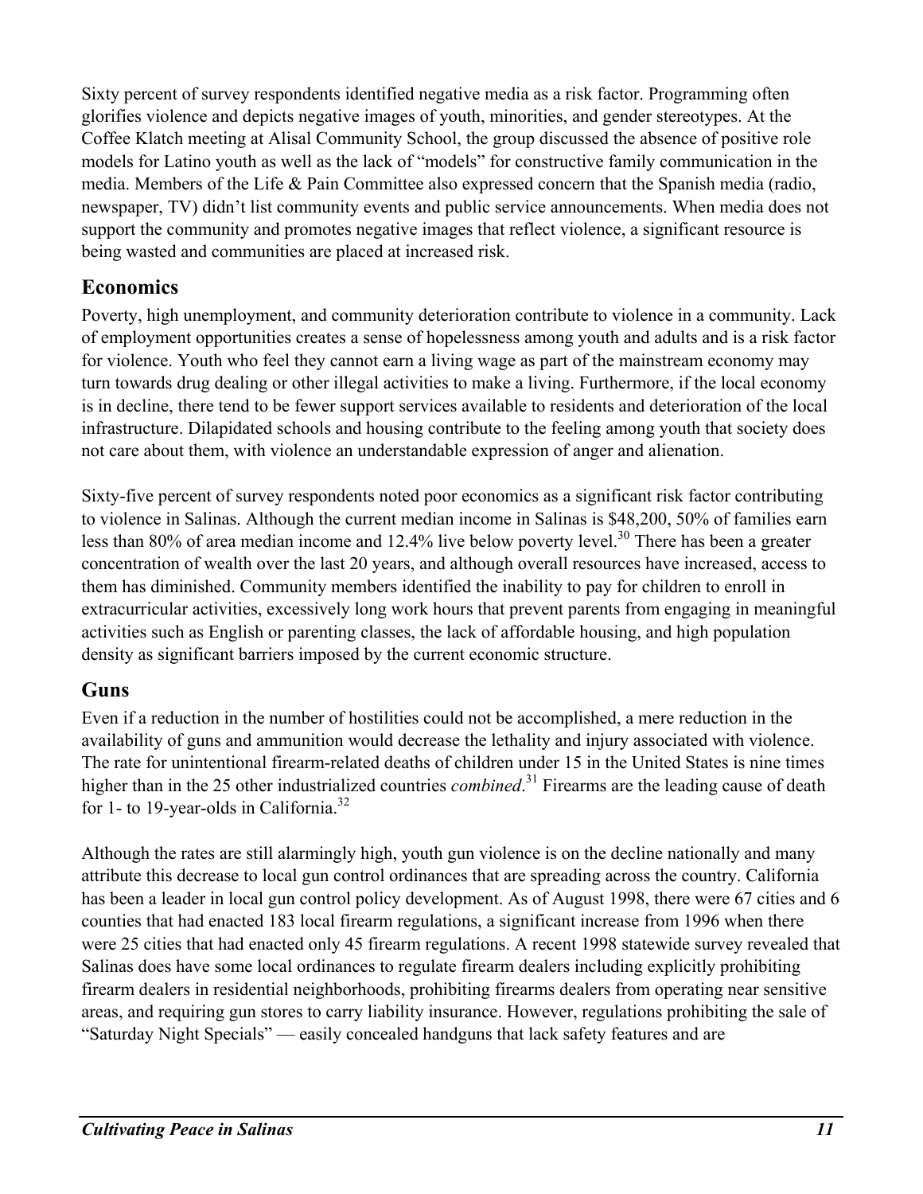Sixty percent of survey respondents identified negative media as a risk factor. Programming often glorifies violence and depicts negative images of youth, minorities, and gender stereotypes. At the Coffee Klatch meeting at Alisal Community School, the group discussed the absence of positive role models for Latino youth as well as the lack of "models" for constructive family communication in the media. Members of the Life & Pain Committee also expressed concern that the Spanish media (radio, newspaper, TV) didn't list community events and public service announcements. When media does not support the community and promotes negative images that reflect violence, a significant resource is being wasted and communities are placed at increased risk.

## Economics

Poverty, high unemployment, and community deterioration contribute to violence in a community. Lack of employment opportunities creates a sense of hopelessness among youth and adults and is a risk factor for violence. Youth who feel they cannot earn a living wage as part of the mainstream economy may turn towards drug dealing or other illegal activities to make a living. Furthermore, if the local economy is in decline, there tend to be fewer support services available to residents and deterioration of the local infrastructure. Dilapidated schools and housing contribute to the feeling among youth that society does not care about them, with violence an understandable expression of anger and alienation.

Sixty-five percent of survey respondents noted poor economics as a significant risk factor contributing to violence in Salinas. Although the current median income in Salinas is $48,200, 50% of families earn less than 80% of area median income and 12.4% live below poverty level.[30] There has been a greater concentration of wealth over the last 20 years, and although overall resources have increased, access to them has diminished. Community members identified the inability to pay for children to enroll in extracurricular activities, excessively long work hours that prevent parents from engaging in meaningful activities such as English or parenting classes, the lack of affordable housing, and high population density as significant barriers imposed by the current economic structure.

## Guns

Even if a reduction in the number of hostilities could not be accomplished, a mere reduction in the availability of guns and ammunition would decrease the lethality and injury associated with violence. The rate for unintentional firearm-related deaths of children under 15 in the United States is nine times higher than in the 25 other industrialized countries *combined*.[31] Firearms are the leading cause of death for 1- to 19-year-olds in California.[32]

Although the rates are still alarmingly high, youth gun violence is on the decline nationally and many attribute this decrease to local gun control ordinances that are spreading across the country. California has been a leader in local gun control policy development. As of August 1998, there were 67 cities and 6 counties that had enacted 183 local firearm regulations, a significant increase from 1996 when there were 25 cities that had enacted only 45 firearm regulations. A recent 1998 statewide survey revealed that Salinas does have some local ordinances to regulate firearm dealers including explicitly prohibiting firearm dealers in residential neighborhoods, prohibiting firearms dealers from operating near sensitive areas, and requiring gun stores to carry liability insurance. However, regulations prohibiting the sale of "Saturday Night Specials" — easily concealed handguns that lack safety features and are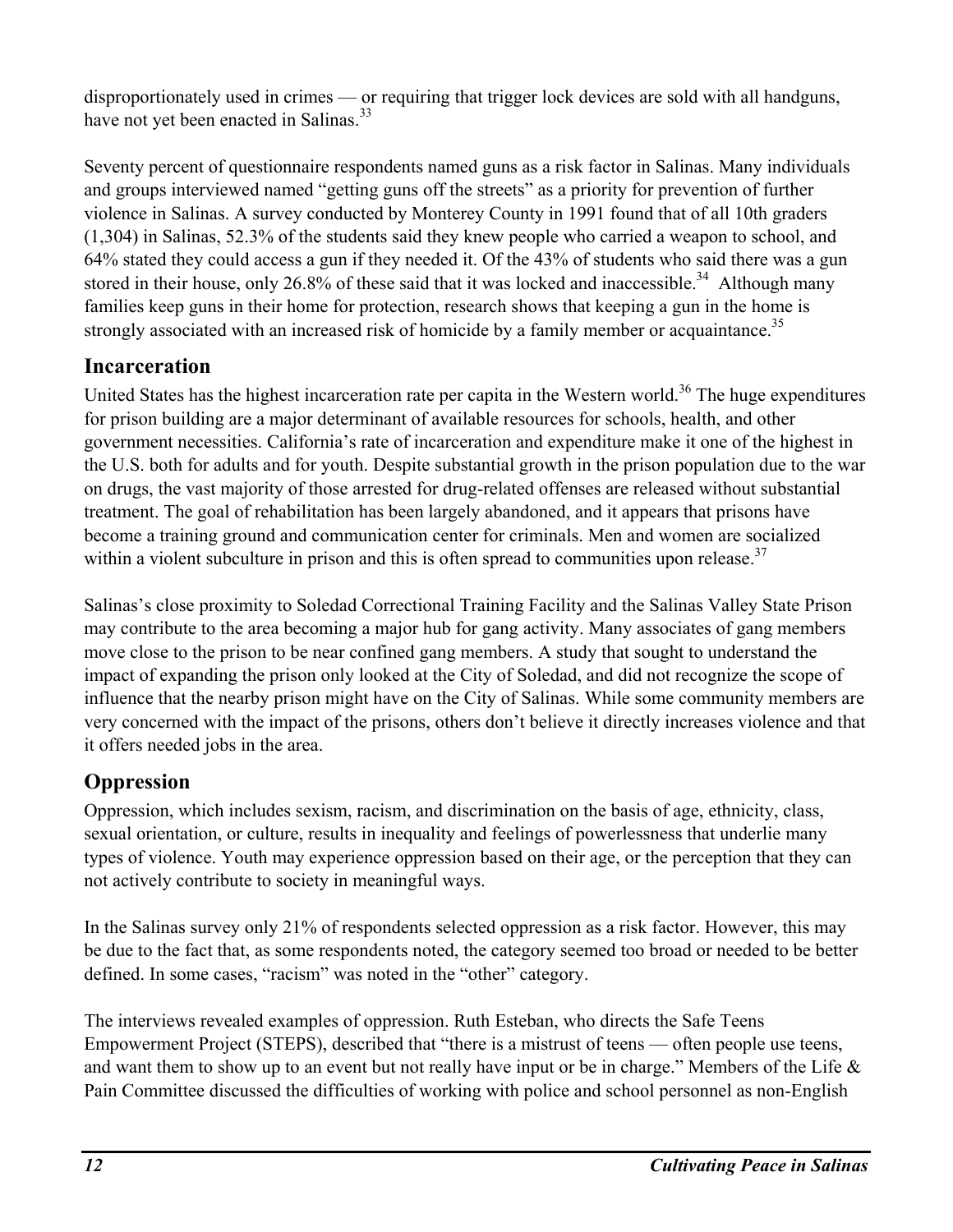disproportionately used in crimes — or requiring that trigger lock devices are sold with all handguns, have not yet been enacted in Salinas.[33]

Seventy percent of questionnaire respondents named guns as a risk factor in Salinas. Many individuals and groups interviewed named "getting guns off the streets" as a priority for prevention of further violence in Salinas. A survey conducted by Monterey County in 1991 found that of all 10th graders (1,304) in Salinas, 52.3% of the students said they knew people who carried a weapon to school, and 64% stated they could access a gun if they needed it. Of the 43% of students who said there was a gun stored in their house, only 26.8% of these said that it was locked and inaccessible.[34] Although many families keep guns in their home for protection, research shows that keeping a gun in the home is strongly associated with an increased risk of homicide by a family member or acquaintance.[35]

## Incarceration

United States has the highest incarceration rate per capita in the Western world.[36] The huge expenditures for prison building are a major determinant of available resources for schools, health, and other government necessities. California's rate of incarceration and expenditure make it one of the highest in the U.S. both for adults and for youth. Despite substantial growth in the prison population due to the war on drugs, the vast majority of those arrested for drug-related offenses are released without substantial treatment. The goal of rehabilitation has been largely abandoned, and it appears that prisons have become a training ground and communication center for criminals. Men and women are socialized within a violent subculture in prison and this is often spread to communities upon release.[37]

Salinas's close proximity to Soledad Correctional Training Facility and the Salinas Valley State Prison may contribute to the area becoming a major hub for gang activity. Many associates of gang members move close to the prison to be near confined gang members. A study that sought to understand the impact of expanding the prison only looked at the City of Soledad, and did not recognize the scope of influence that the nearby prison might have on the City of Salinas. While some community members are very concerned with the impact of the prisons, others don't believe it directly increases violence and that it offers needed jobs in the area.

## Oppression

Oppression, which includes sexism, racism, and discrimination on the basis of age, ethnicity, class, sexual orientation, or culture, results in inequality and feelings of powerlessness that underlie many types of violence. Youth may experience oppression based on their age, or the perception that they can not actively contribute to society in meaningful ways.

In the Salinas survey only 21% of respondents selected oppression as a risk factor. However, this may be due to the fact that, as some respondents noted, the category seemed too broad or needed to be better defined. In some cases, "racism" was noted in the "other" category.

The interviews revealed examples of oppression. Ruth Esteban, who directs the Safe Teens Empowerment Project (STEPS), described that "there is a mistrust of teens — often people use teens, and want them to show up to an event but not really have input or be in charge." Members of the Life & Pain Committee discussed the difficulties of working with police and school personnel as non-English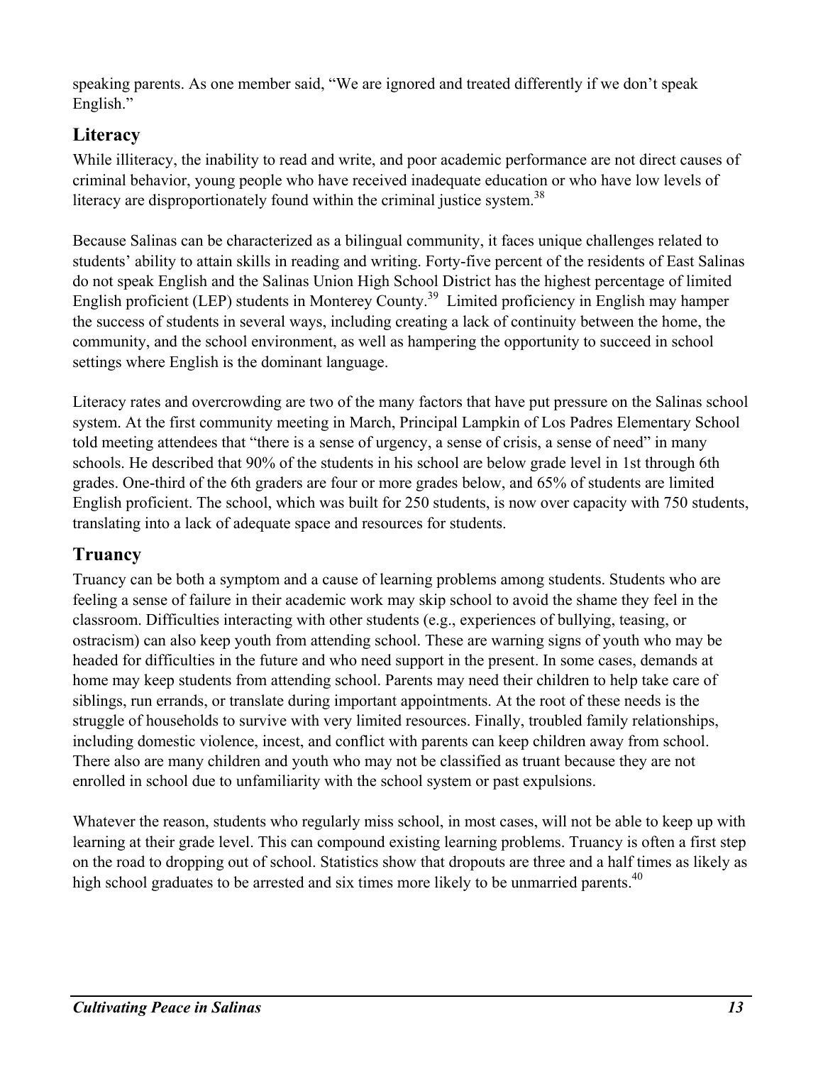speaking parents. As one member said, "We are ignored and treated differently if we don't speak English."

## Literacy

While illiteracy, the inability to read and write, and poor academic performance are not direct causes of criminal behavior, young people who have received inadequate education or who have low levels of literacy are disproportionately found within the criminal justice system.[38]

Because Salinas can be characterized as a bilingual community, it faces unique challenges related to students' ability to attain skills in reading and writing. Forty-five percent of the residents of East Salinas do not speak English and the Salinas Union High School District has the highest percentage of limited English proficient (LEP) students in Monterey County.[39] Limited proficiency in English may hamper the success of students in several ways, including creating a lack of continuity between the home, the community, and the school environment, as well as hampering the opportunity to succeed in school settings where English is the dominant language.

Literacy rates and overcrowding are two of the many factors that have put pressure on the Salinas school system. At the first community meeting in March, Principal Lampkin of Los Padres Elementary School told meeting attendees that "there is a sense of urgency, a sense of crisis, a sense of need" in many schools. He described that 90% of the students in his school are below grade level in 1st through 6th grades. One-third of the 6th graders are four or more grades below, and 65% of students are limited English proficient. The school, which was built for 250 students, is now over capacity with 750 students, translating into a lack of adequate space and resources for students.

## Truancy

Truancy can be both a symptom and a cause of learning problems among students. Students who are feeling a sense of failure in their academic work may skip school to avoid the shame they feel in the classroom. Difficulties interacting with other students (e.g., experiences of bullying, teasing, or ostracism) can also keep youth from attending school. These are warning signs of youth who may be headed for difficulties in the future and who need support in the present. In some cases, demands at home may keep students from attending school. Parents may need their children to help take care of siblings, run errands, or translate during important appointments. At the root of these needs is the struggle of households to survive with very limited resources. Finally, troubled family relationships, including domestic violence, incest, and conflict with parents can keep children away from school. There also are many children and youth who may not be classified as truant because they are not enrolled in school due to unfamiliarity with the school system or past expulsions.

Whatever the reason, students who regularly miss school, in most cases, will not be able to keep up with learning at their grade level. This can compound existing learning problems. Truancy is often a first step on the road to dropping out of school. Statistics show that dropouts are three and a half times as likely as high school graduates to be arrested and six times more likely to be unmarried parents.[40]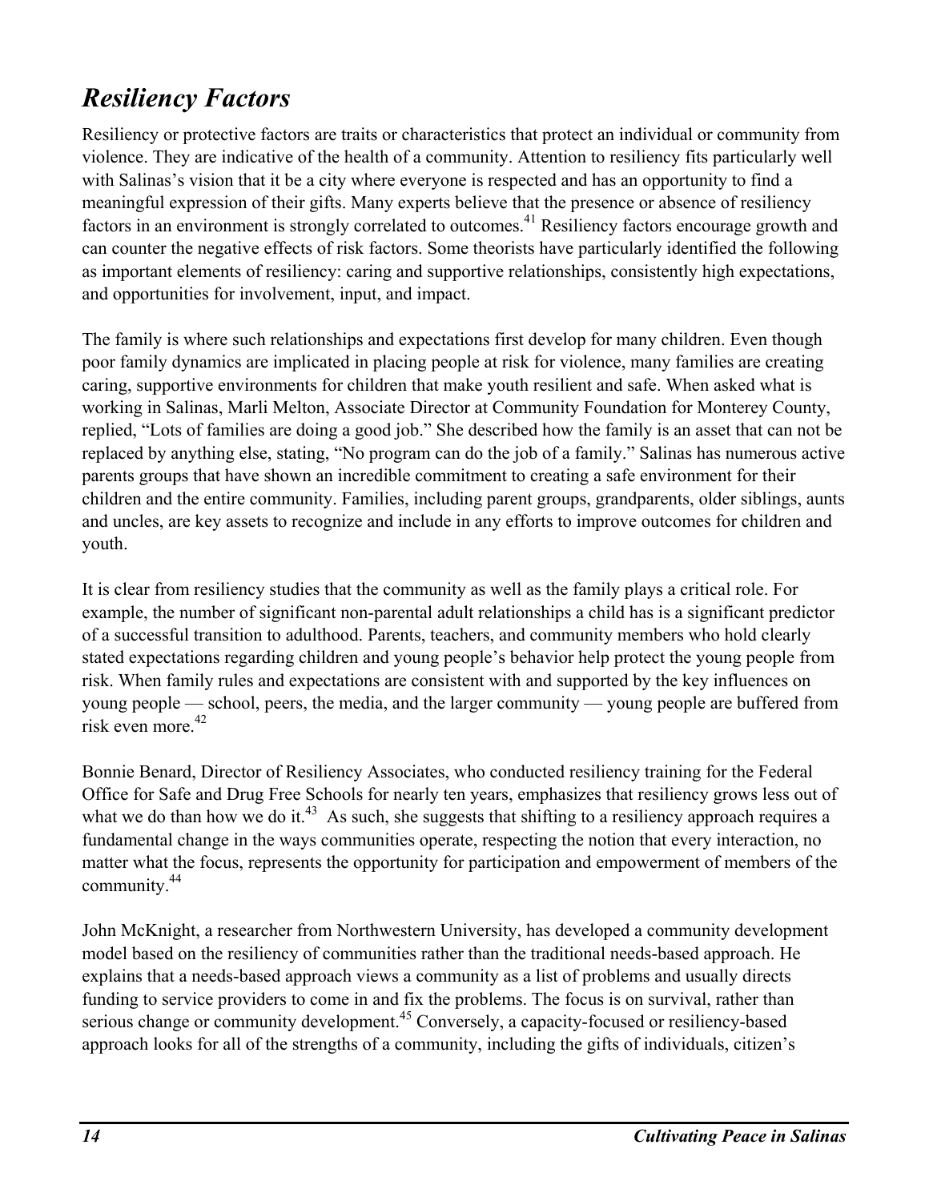## *Resiliency Factors*

Resiliency or protective factors are traits or characteristics that protect an individual or community from violence. They are indicative of the health of a community. Attention to resiliency fits particularly well with Salinas's vision that it be a city where everyone is respected and has an opportunity to find a meaningful expression of their gifts. Many experts believe that the presence or absence of resiliency factors in an environment is strongly correlated to outcomes.[41] Resiliency factors encourage growth and can counter the negative effects of risk factors. Some theorists have particularly identified the following as important elements of resiliency: caring and supportive relationships, consistently high expectations, and opportunities for involvement, input, and impact.

The family is where such relationships and expectations first develop for many children. Even though poor family dynamics are implicated in placing people at risk for violence, many families are creating caring, supportive environments for children that make youth resilient and safe. When asked what is working in Salinas, Marli Melton, Associate Director at Community Foundation for Monterey County, replied, "Lots of families are doing a good job." She described how the family is an asset that can not be replaced by anything else, stating, "No program can do the job of a family." Salinas has numerous active parents groups that have shown an incredible commitment to creating a safe environment for their children and the entire community. Families, including parent groups, grandparents, older siblings, aunts and uncles, are key assets to recognize and include in any efforts to improve outcomes for children and youth.

It is clear from resiliency studies that the community as well as the family plays a critical role. For example, the number of significant non-parental adult relationships a child has is a significant predictor of a successful transition to adulthood. Parents, teachers, and community members who hold clearly stated expectations regarding children and young people's behavior help protect the young people from risk. When family rules and expectations are consistent with and supported by the key influences on young people — school, peers, the media, and the larger community — young people are buffered from risk even more.[42]

Bonnie Benard, Director of Resiliency Associates, who conducted resiliency training for the Federal Office for Safe and Drug Free Schools for nearly ten years, emphasizes that resiliency grows less out of what we do than how we do it.[43] As such, she suggests that shifting to a resiliency approach requires a fundamental change in the ways communities operate, respecting the notion that every interaction, no matter what the focus, represents the opportunity for participation and empowerment of members of the community.[44]

John McKnight, a researcher from Northwestern University, has developed a community development model based on the resiliency of communities rather than the traditional needs-based approach. He explains that a needs-based approach views a community as a list of problems and usually directs funding to service providers to come in and fix the problems. The focus is on survival, rather than serious change or community development.[45] Conversely, a capacity-focused or resiliency-based approach looks for all of the strengths of a community, including the gifts of individuals, citizen's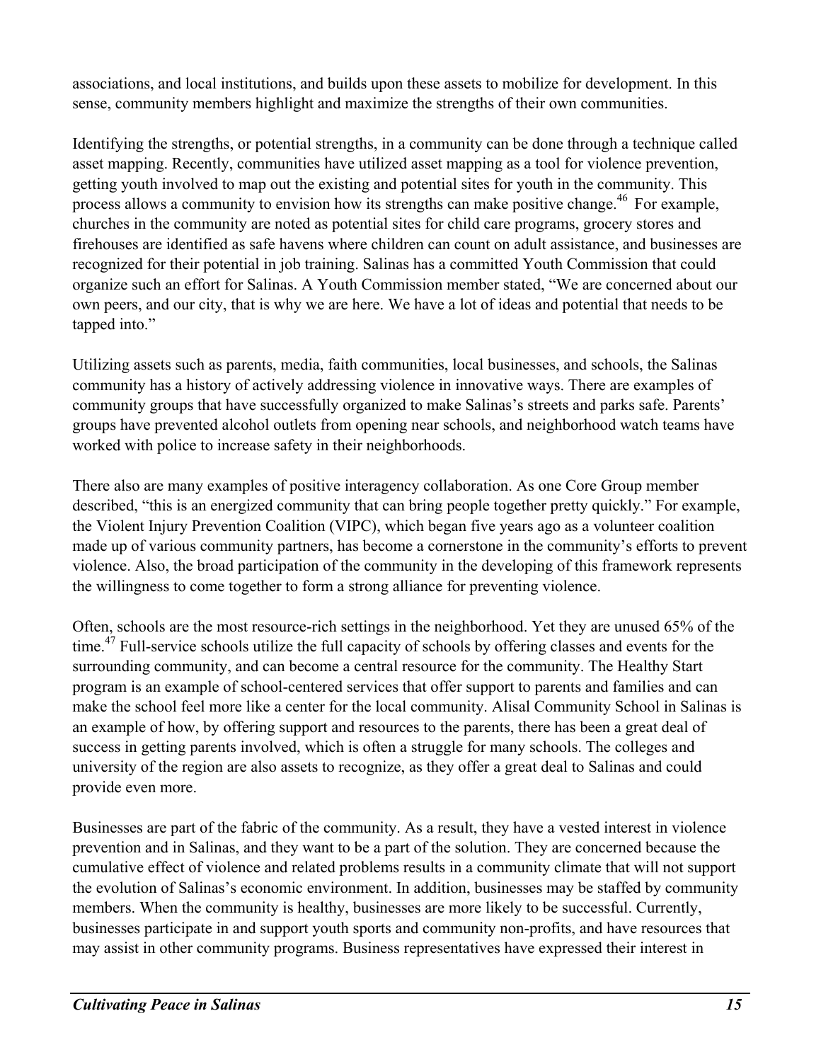associations, and local institutions, and builds upon these assets to mobilize for development. In this sense, community members highlight and maximize the strengths of their own communities.

Identifying the strengths, or potential strengths, in a community can be done through a technique called asset mapping. Recently, communities have utilized asset mapping as a tool for violence prevention, getting youth involved to map out the existing and potential sites for youth in the community. This process allows a community to envision how its strengths can make positive change.[46] For example, churches in the community are noted as potential sites for child care programs, grocery stores and firehouses are identified as safe havens where children can count on adult assistance, and businesses are recognized for their potential in job training. Salinas has a committed Youth Commission that could organize such an effort for Salinas. A Youth Commission member stated, "We are concerned about our own peers, and our city, that is why we are here. We have a lot of ideas and potential that needs to be tapped into."

Utilizing assets such as parents, media, faith communities, local businesses, and schools, the Salinas community has a history of actively addressing violence in innovative ways. There are examples of community groups that have successfully organized to make Salinas's streets and parks safe. Parents' groups have prevented alcohol outlets from opening near schools, and neighborhood watch teams have worked with police to increase safety in their neighborhoods.

There also are many examples of positive interagency collaboration. As one Core Group member described, "this is an energized community that can bring people together pretty quickly." For example, the Violent Injury Prevention Coalition (VIPC), which began five years ago as a volunteer coalition made up of various community partners, has become a cornerstone in the community's efforts to prevent violence. Also, the broad participation of the community in the developing of this framework represents the willingness to come together to form a strong alliance for preventing violence.

Often, schools are the most resource-rich settings in the neighborhood. Yet they are unused 65% of the time.[47] Full-service schools utilize the full capacity of schools by offering classes and events for the surrounding community, and can become a central resource for the community. The Healthy Start program is an example of school-centered services that offer support to parents and families and can make the school feel more like a center for the local community. Alisal Community School in Salinas is an example of how, by offering support and resources to the parents, there has been a great deal of success in getting parents involved, which is often a struggle for many schools. The colleges and university of the region are also assets to recognize, as they offer a great deal to Salinas and could provide even more.

Businesses are part of the fabric of the community. As a result, they have a vested interest in violence prevention and in Salinas, and they want to be a part of the solution. They are concerned because the cumulative effect of violence and related problems results in a community climate that will not support the evolution of Salinas's economic environment. In addition, businesses may be staffed by community members. When the community is healthy, businesses are more likely to be successful. Currently, businesses participate in and support youth sports and community non-profits, and have resources that may assist in other community programs. Business representatives have expressed their interest in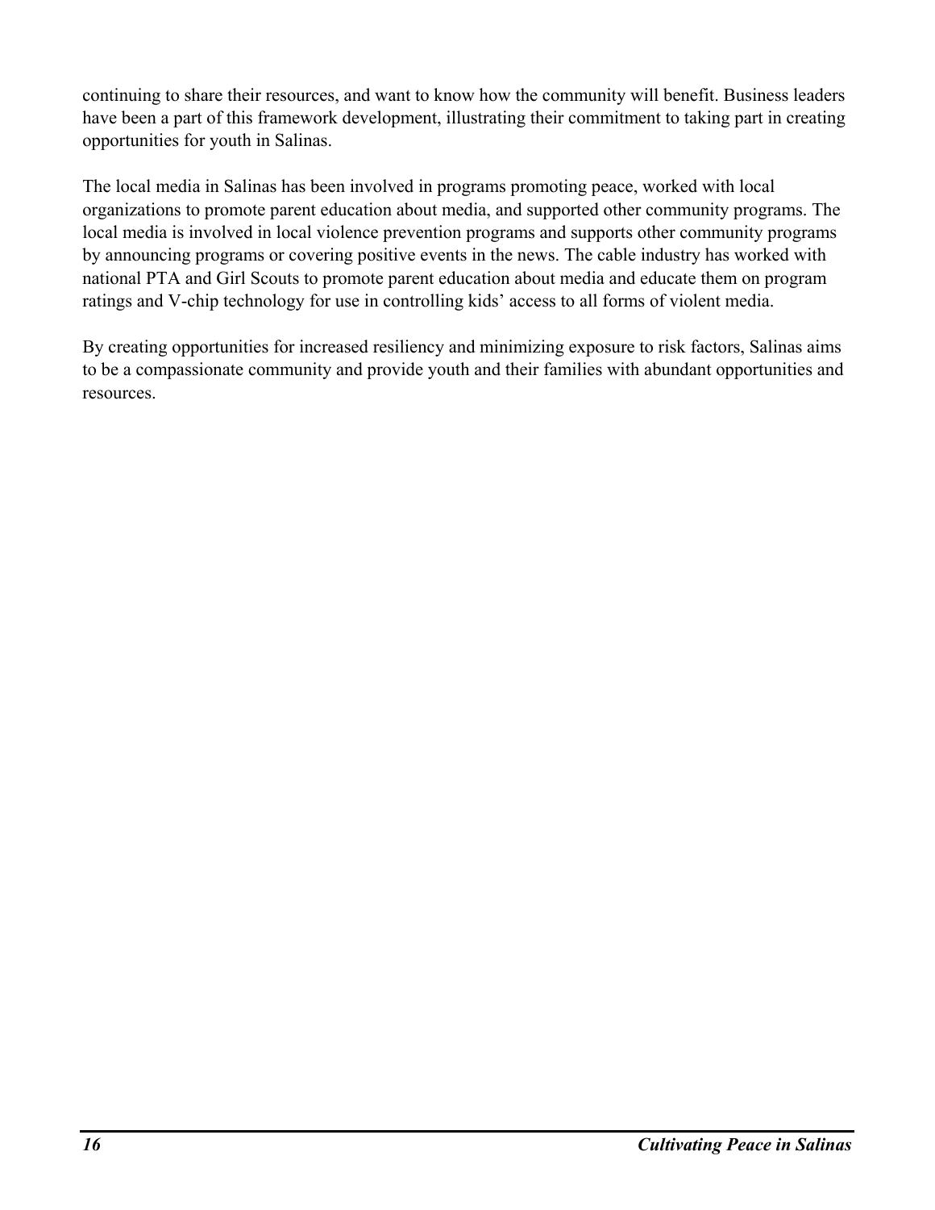continuing to share their resources, and want to know how the community will benefit. Business leaders have been a part of this framework development, illustrating their commitment to taking part in creating opportunities for youth in Salinas.

The local media in Salinas has been involved in programs promoting peace, worked with local organizations to promote parent education about media, and supported other community programs. The local media is involved in local violence prevention programs and supports other community programs by announcing programs or covering positive events in the news. The cable industry has worked with national PTA and Girl Scouts to promote parent education about media and educate them on program ratings and V-chip technology for use in controlling kids' access to all forms of violent media.

By creating opportunities for increased resiliency and minimizing exposure to risk factors, Salinas aims to be a compassionate community and provide youth and their families with abundant opportunities and resources.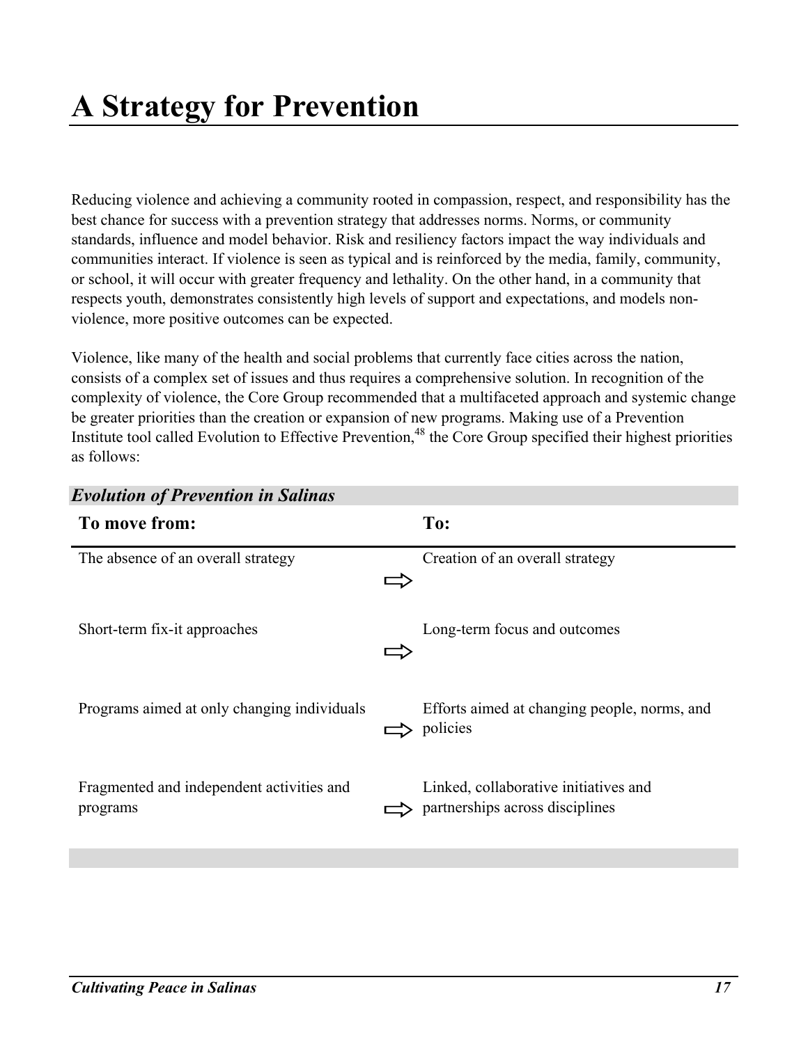# A Strategy for Prevention

Reducing violence and achieving a community rooted in compassion, respect, and responsibility has the best chance for success with a prevention strategy that addresses norms. Norms, or community standards, influence and model behavior. Risk and resiliency factors impact the way individuals and communities interact. If violence is seen as typical and is reinforced by the media, family, community, or school, it will occur with greater frequency and lethality. On the other hand, in a community that respects youth, demonstrates consistently high levels of support and expectations, and models non-violence, more positive outcomes can be expected.

Violence, like many of the health and social problems that currently face cities across the nation, consists of a complex set of issues and thus requires a comprehensive solution. In recognition of the complexity of violence, the Core Group recommended that a multifaceted approach and systemic change be greater priorities than the creation or expansion of new programs. Making use of a Prevention Institute tool called Evolution to Effective Prevention,[48] the Core Group specified their highest priorities as follows:

***Evolution of Prevention in Salinas***

| To move from: | | To: |
|---|---|---|
| The absence of an overall strategy | ⇨ | Creation of an overall strategy |
| Short-term fix-it approaches | ⇨ | Long-term focus and outcomes |
| Programs aimed at only changing individuals | ⇨ | Efforts aimed at changing people, norms, and policies |
| Fragmented and independent activities and programs | ⇨ | Linked, collaborative initiatives and partnerships across disciplines |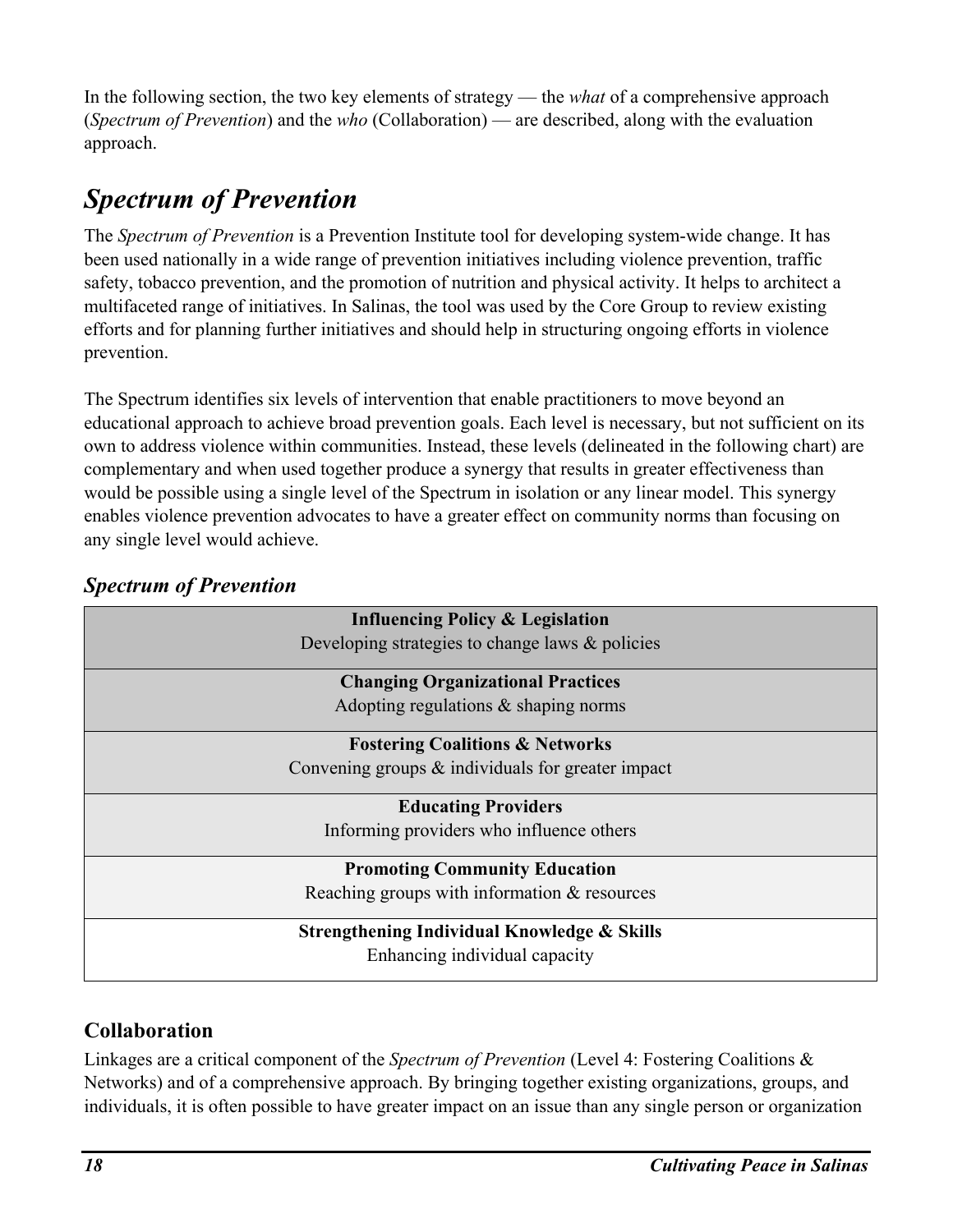In the following section, the two key elements of strategy — the *what* of a comprehensive approach (*Spectrum of Prevention*) and the *who* (Collaboration) — are described, along with the evaluation approach.

## *Spectrum of Prevention*

The *Spectrum of Prevention* is a Prevention Institute tool for developing system-wide change. It has been used nationally in a wide range of prevention initiatives including violence prevention, traffic safety, tobacco prevention, and the promotion of nutrition and physical activity. It helps to architect a multifaceted range of initiatives. In Salinas, the tool was used by the Core Group to review existing efforts and for planning further initiatives and should help in structuring ongoing efforts in violence prevention.

The Spectrum identifies six levels of intervention that enable practitioners to move beyond an educational approach to achieve broad prevention goals. Each level is necessary, but not sufficient on its own to address violence within communities. Instead, these levels (delineated in the following chart) are complementary and when used together produce a synergy that results in greater effectiveness than would be possible using a single level of the Spectrum in isolation or any linear model. This synergy enables violence prevention advocates to have a greater effect on community norms than focusing on any single level would achieve.

### *Spectrum of Prevention*

| Spectrum of Prevention |
|---|
| **Influencing Policy & Legislation**<br>Developing strategies to change laws & policies |
| **Changing Organizational Practices**<br>Adopting regulations & shaping norms |
| **Fostering Coalitions & Networks**<br>Convening groups & individuals for greater impact |
| **Educating Providers**<br>Informing providers who influence others |
| **Promoting Community Education**<br>Reaching groups with information & resources |
| **Strengthening Individual Knowledge & Skills**<br>Enhancing individual capacity |

### Collaboration

Linkages are a critical component of the *Spectrum of Prevention* (Level 4: Fostering Coalitions & Networks) and of a comprehensive approach. By bringing together existing organizations, groups, and individuals, it is often possible to have greater impact on an issue than any single person or organization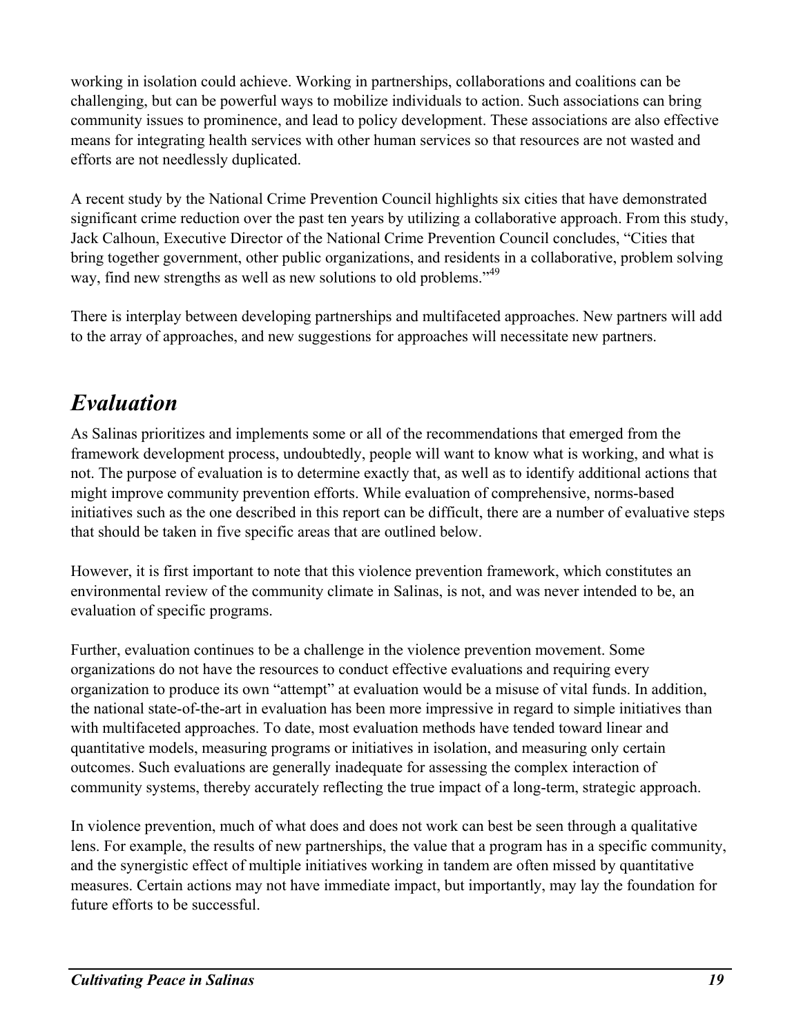working in isolation could achieve. Working in partnerships, collaborations and coalitions can be challenging, but can be powerful ways to mobilize individuals to action. Such associations can bring community issues to prominence, and lead to policy development. These associations are also effective means for integrating health services with other human services so that resources are not wasted and efforts are not needlessly duplicated.

A recent study by the National Crime Prevention Council highlights six cities that have demonstrated significant crime reduction over the past ten years by utilizing a collaborative approach. From this study, Jack Calhoun, Executive Director of the National Crime Prevention Council concludes, "Cities that bring together government, other public organizations, and residents in a collaborative, problem solving way, find new strengths as well as new solutions to old problems."[49]

There is interplay between developing partnerships and multifaceted approaches. New partners will add to the array of approaches, and new suggestions for approaches will necessitate new partners.

## *Evaluation*

As Salinas prioritizes and implements some or all of the recommendations that emerged from the framework development process, undoubtedly, people will want to know what is working, and what is not. The purpose of evaluation is to determine exactly that, as well as to identify additional actions that might improve community prevention efforts. While evaluation of comprehensive, norms-based initiatives such as the one described in this report can be difficult, there are a number of evaluative steps that should be taken in five specific areas that are outlined below.

However, it is first important to note that this violence prevention framework, which constitutes an environmental review of the community climate in Salinas, is not, and was never intended to be, an evaluation of specific programs.

Further, evaluation continues to be a challenge in the violence prevention movement. Some organizations do not have the resources to conduct effective evaluations and requiring every organization to produce its own "attempt" at evaluation would be a misuse of vital funds. In addition, the national state-of-the-art in evaluation has been more impressive in regard to simple initiatives than with multifaceted approaches. To date, most evaluation methods have tended toward linear and quantitative models, measuring programs or initiatives in isolation, and measuring only certain outcomes. Such evaluations are generally inadequate for assessing the complex interaction of community systems, thereby accurately reflecting the true impact of a long-term, strategic approach.

In violence prevention, much of what does and does not work can best be seen through a qualitative lens. For example, the results of new partnerships, the value that a program has in a specific community, and the synergistic effect of multiple initiatives working in tandem are often missed by quantitative measures. Certain actions may not have immediate impact, but importantly, may lay the foundation for future efforts to be successful.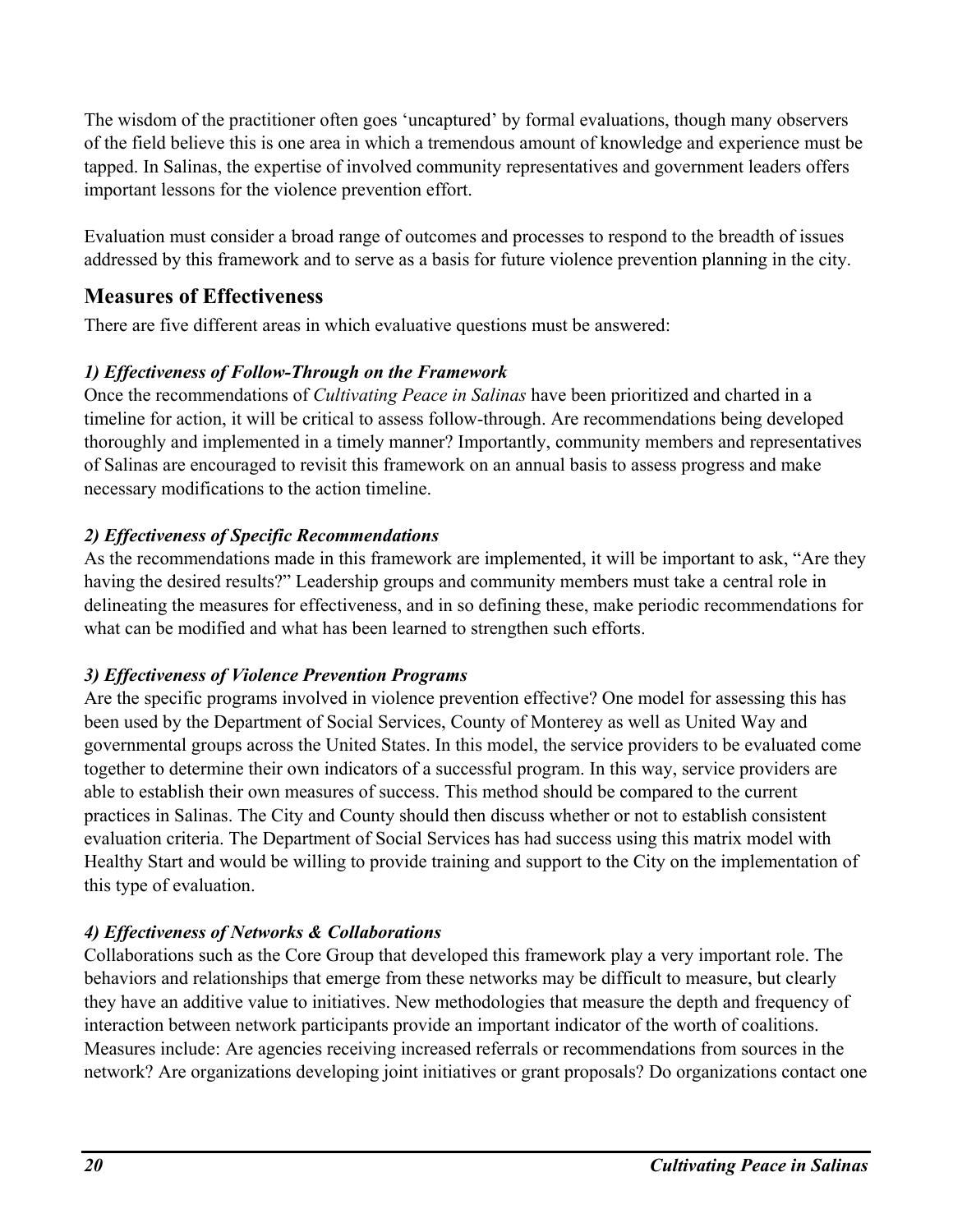The wisdom of the practitioner often goes 'uncaptured' by formal evaluations, though many observers of the field believe this is one area in which a tremendous amount of knowledge and experience must be tapped. In Salinas, the expertise of involved community representatives and government leaders offers important lessons for the violence prevention effort.

Evaluation must consider a broad range of outcomes and processes to respond to the breadth of issues addressed by this framework and to serve as a basis for future violence prevention planning in the city.

## Measures of Effectiveness

There are five different areas in which evaluative questions must be answered:

### *1) Effectiveness of Follow-Through on the Framework*

Once the recommendations of *Cultivating Peace in Salinas* have been prioritized and charted in a timeline for action, it will be critical to assess follow-through. Are recommendations being developed thoroughly and implemented in a timely manner? Importantly, community members and representatives of Salinas are encouraged to revisit this framework on an annual basis to assess progress and make necessary modifications to the action timeline.

### *2) Effectiveness of Specific Recommendations*

As the recommendations made in this framework are implemented, it will be important to ask, "Are they having the desired results?" Leadership groups and community members must take a central role in delineating the measures for effectiveness, and in so defining these, make periodic recommendations for what can be modified and what has been learned to strengthen such efforts.

### *3) Effectiveness of Violence Prevention Programs*

Are the specific programs involved in violence prevention effective? One model for assessing this has been used by the Department of Social Services, County of Monterey as well as United Way and governmental groups across the United States. In this model, the service providers to be evaluated come together to determine their own indicators of a successful program. In this way, service providers are able to establish their own measures of success. This method should be compared to the current practices in Salinas. The City and County should then discuss whether or not to establish consistent evaluation criteria. The Department of Social Services has had success using this matrix model with Healthy Start and would be willing to provide training and support to the City on the implementation of this type of evaluation.

### *4) Effectiveness of Networks & Collaborations*

Collaborations such as the Core Group that developed this framework play a very important role. The behaviors and relationships that emerge from these networks may be difficult to measure, but clearly they have an additive value to initiatives. New methodologies that measure the depth and frequency of interaction between network participants provide an important indicator of the worth of coalitions. Measures include: Are agencies receiving increased referrals or recommendations from sources in the network? Are organizations developing joint initiatives or grant proposals? Do organizations contact one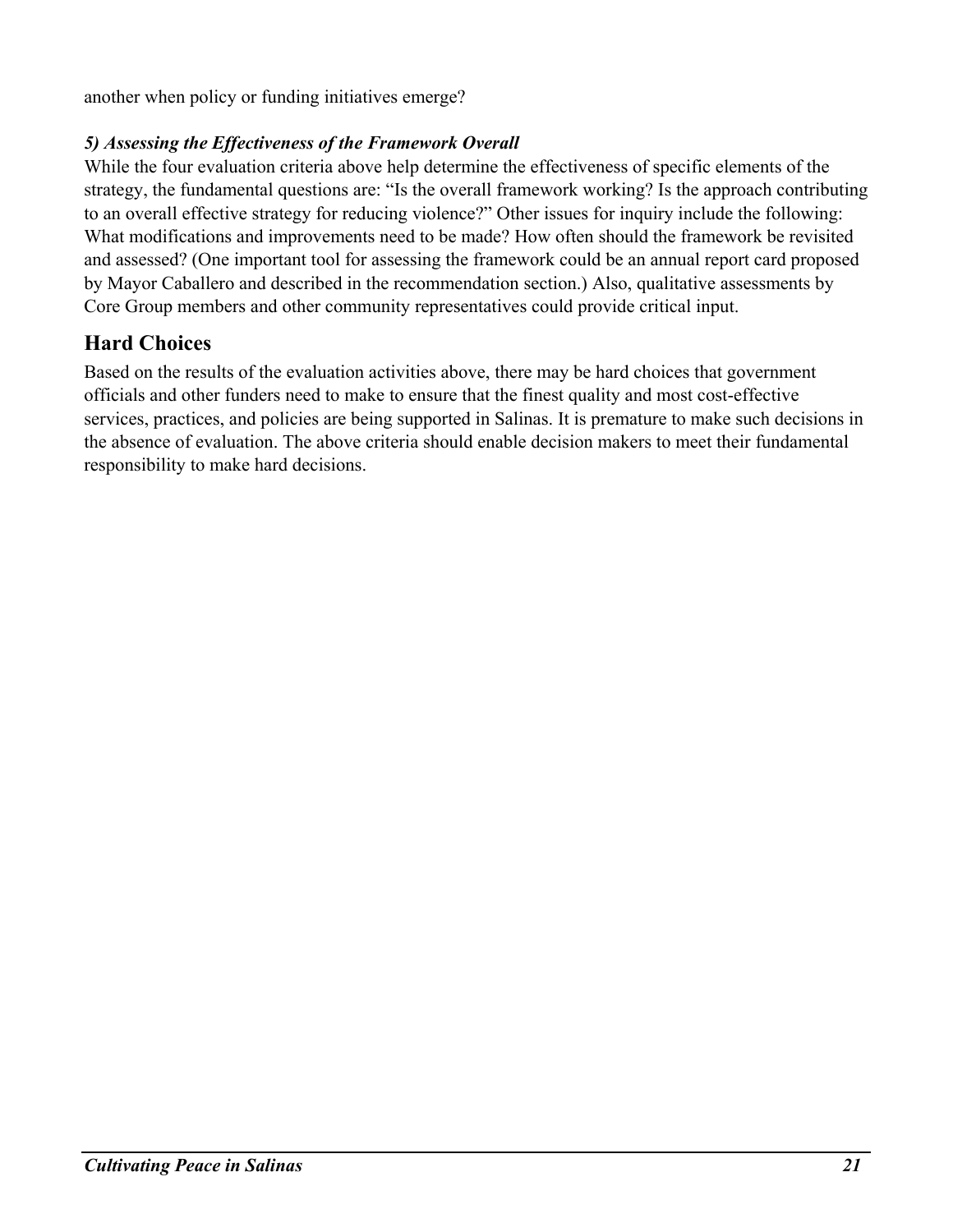another when policy or funding initiatives emerge?

***5) Assessing the Effectiveness of the Framework Overall***

While the four evaluation criteria above help determine the effectiveness of specific elements of the strategy, the fundamental questions are: "Is the overall framework working? Is the approach contributing to an overall effective strategy for reducing violence?" Other issues for inquiry include the following: What modifications and improvements need to be made? How often should the framework be revisited and assessed? (One important tool for assessing the framework could be an annual report card proposed by Mayor Caballero and described in the recommendation section.) Also, qualitative assessments by Core Group members and other community representatives could provide critical input.

## Hard Choices

Based on the results of the evaluation activities above, there may be hard choices that government officials and other funders need to make to ensure that the finest quality and most cost-effective services, practices, and policies are being supported in Salinas. It is premature to make such decisions in the absence of evaluation. The above criteria should enable decision makers to meet their fundamental responsibility to make hard decisions.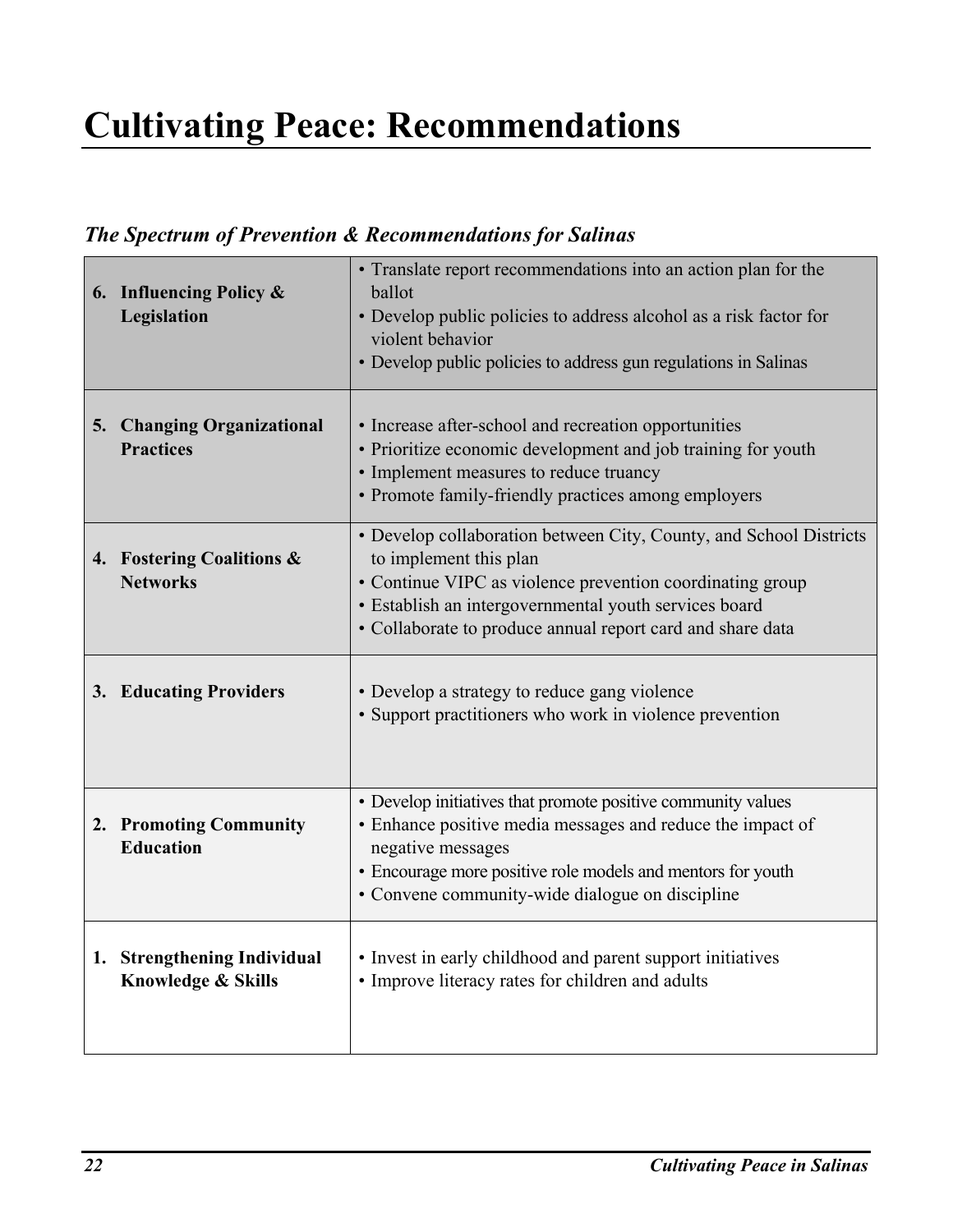# Cultivating Peace: Recommendations

### *The Spectrum of Prevention & Recommendations for Salinas*

| | |
|---|---|
| **6. Influencing Policy & Legislation** | • Translate report recommendations into an action plan for the ballot<br>• Develop public policies to address alcohol as a risk factor for violent behavior<br>• Develop public policies to address gun regulations in Salinas |
| **5. Changing Organizational Practices** | • Increase after-school and recreation opportunities<br>• Prioritize economic development and job training for youth<br>• Implement measures to reduce truancy<br>• Promote family-friendly practices among employers |
| **4. Fostering Coalitions & Networks** | • Develop collaboration between City, County, and School Districts to implement this plan<br>• Continue VIPC as violence prevention coordinating group<br>• Establish an intergovernmental youth services board<br>• Collaborate to produce annual report card and share data |
| **3. Educating Providers** | • Develop a strategy to reduce gang violence<br>• Support practitioners who work in violence prevention |
| **2. Promoting Community Education** | • Develop initiatives that promote positive community values<br>• Enhance positive media messages and reduce the impact of negative messages<br>• Encourage more positive role models and mentors for youth<br>• Convene community-wide dialogue on discipline |
| **1. Strengthening Individual Knowledge & Skills** | • Invest in early childhood and parent support initiatives<br>• Improve literacy rates for children and adults |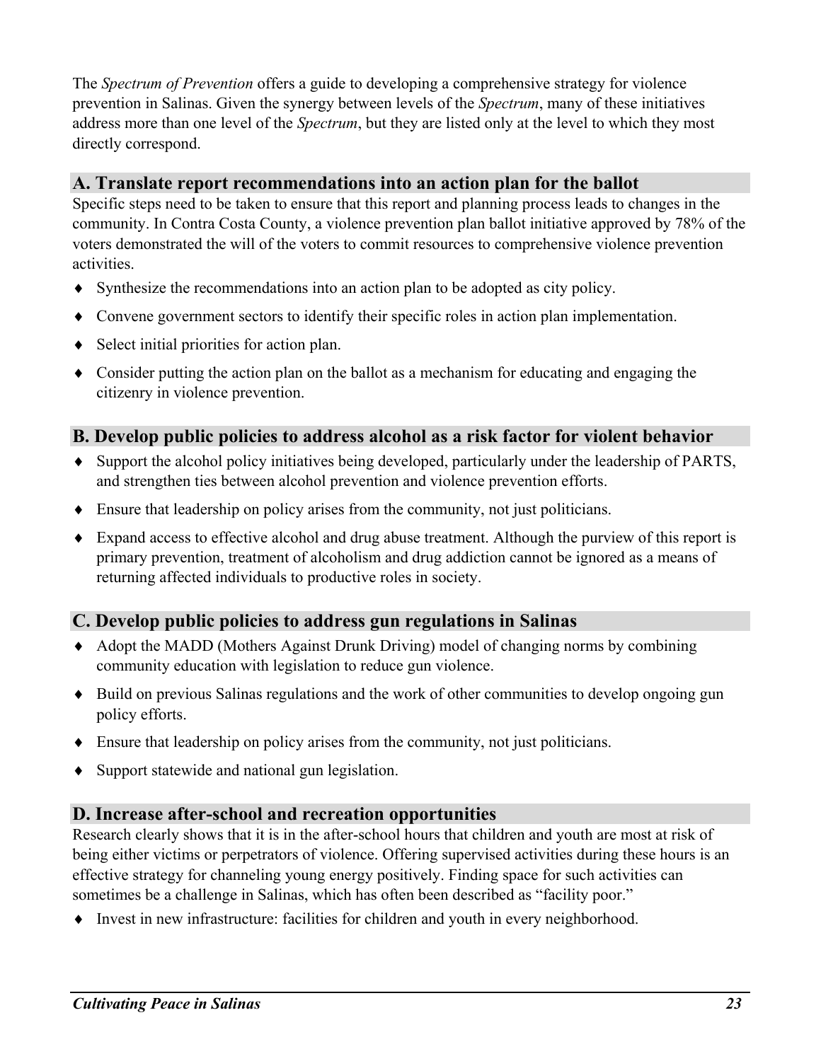The *Spectrum of Prevention* offers a guide to developing a comprehensive strategy for violence prevention in Salinas. Given the synergy between levels of the *Spectrum*, many of these initiatives address more than one level of the *Spectrum*, but they are listed only at the level to which they most directly correspond.

## A. Translate report recommendations into an action plan for the ballot

Specific steps need to be taken to ensure that this report and planning process leads to changes in the community. In Contra Costa County, a violence prevention plan ballot initiative approved by 78% of the voters demonstrated the will of the voters to commit resources to comprehensive violence prevention activities.

- Synthesize the recommendations into an action plan to be adopted as city policy.
- Convene government sectors to identify their specific roles in action plan implementation.
- Select initial priorities for action plan.
- Consider putting the action plan on the ballot as a mechanism for educating and engaging the citizenry in violence prevention.

## B. Develop public policies to address alcohol as a risk factor for violent behavior

- Support the alcohol policy initiatives being developed, particularly under the leadership of PARTS, and strengthen ties between alcohol prevention and violence prevention efforts.
- Ensure that leadership on policy arises from the community, not just politicians.
- Expand access to effective alcohol and drug abuse treatment. Although the purview of this report is primary prevention, treatment of alcoholism and drug addiction cannot be ignored as a means of returning affected individuals to productive roles in society.

## C. Develop public policies to address gun regulations in Salinas

- Adopt the MADD (Mothers Against Drunk Driving) model of changing norms by combining community education with legislation to reduce gun violence.
- Build on previous Salinas regulations and the work of other communities to develop ongoing gun policy efforts.
- Ensure that leadership on policy arises from the community, not just politicians.
- Support statewide and national gun legislation.

## D. Increase after-school and recreation opportunities

Research clearly shows that it is in the after-school hours that children and youth are most at risk of being either victims or perpetrators of violence. Offering supervised activities during these hours is an effective strategy for channeling young energy positively. Finding space for such activities can sometimes be a challenge in Salinas, which has often been described as "facility poor."

- Invest in new infrastructure: facilities for children and youth in every neighborhood.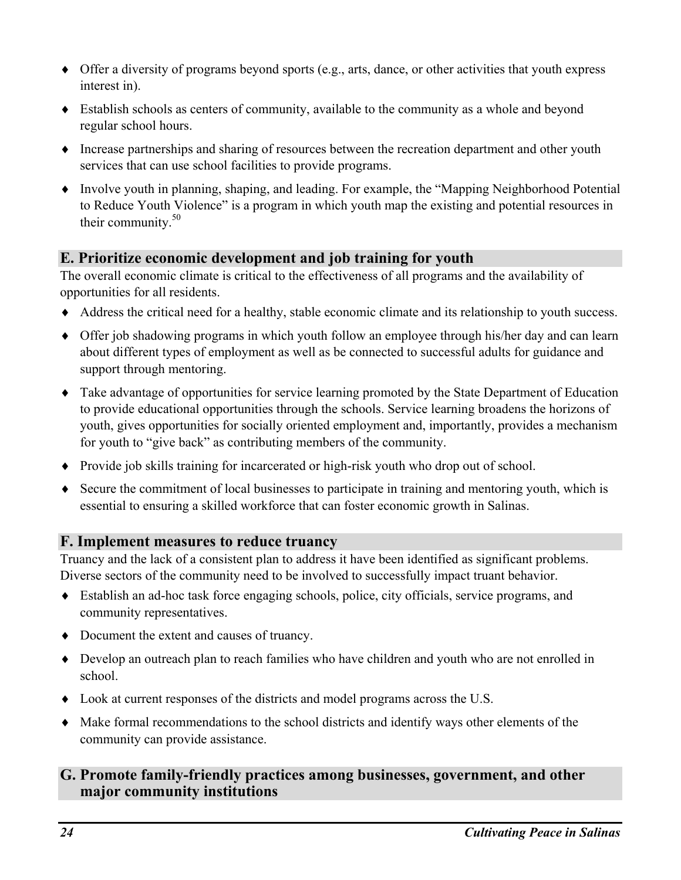- Offer a diversity of programs beyond sports (e.g., arts, dance, or other activities that youth express interest in).
- Establish schools as centers of community, available to the community as a whole and beyond regular school hours.
- Increase partnerships and sharing of resources between the recreation department and other youth services that can use school facilities to provide programs.
- Involve youth in planning, shaping, and leading. For example, the "Mapping Neighborhood Potential to Reduce Youth Violence" is a program in which youth map the existing and potential resources in their community.[50]

## E. Prioritize economic development and job training for youth

The overall economic climate is critical to the effectiveness of all programs and the availability of opportunities for all residents.

- Address the critical need for a healthy, stable economic climate and its relationship to youth success.
- Offer job shadowing programs in which youth follow an employee through his/her day and can learn about different types of employment as well as be connected to successful adults for guidance and support through mentoring.
- Take advantage of opportunities for service learning promoted by the State Department of Education to provide educational opportunities through the schools. Service learning broadens the horizons of youth, gives opportunities for socially oriented employment and, importantly, provides a mechanism for youth to "give back" as contributing members of the community.
- Provide job skills training for incarcerated or high-risk youth who drop out of school.
- Secure the commitment of local businesses to participate in training and mentoring youth, which is essential to ensuring a skilled workforce that can foster economic growth in Salinas.

## F. Implement measures to reduce truancy

Truancy and the lack of a consistent plan to address it have been identified as significant problems. Diverse sectors of the community need to be involved to successfully impact truant behavior.

- Establish an ad-hoc task force engaging schools, police, city officials, service programs, and community representatives.
- Document the extent and causes of truancy.
- Develop an outreach plan to reach families who have children and youth who are not enrolled in school.
- Look at current responses of the districts and model programs across the U.S.
- Make formal recommendations to the school districts and identify ways other elements of the community can provide assistance.

## G. Promote family-friendly practices among businesses, government, and other major community institutions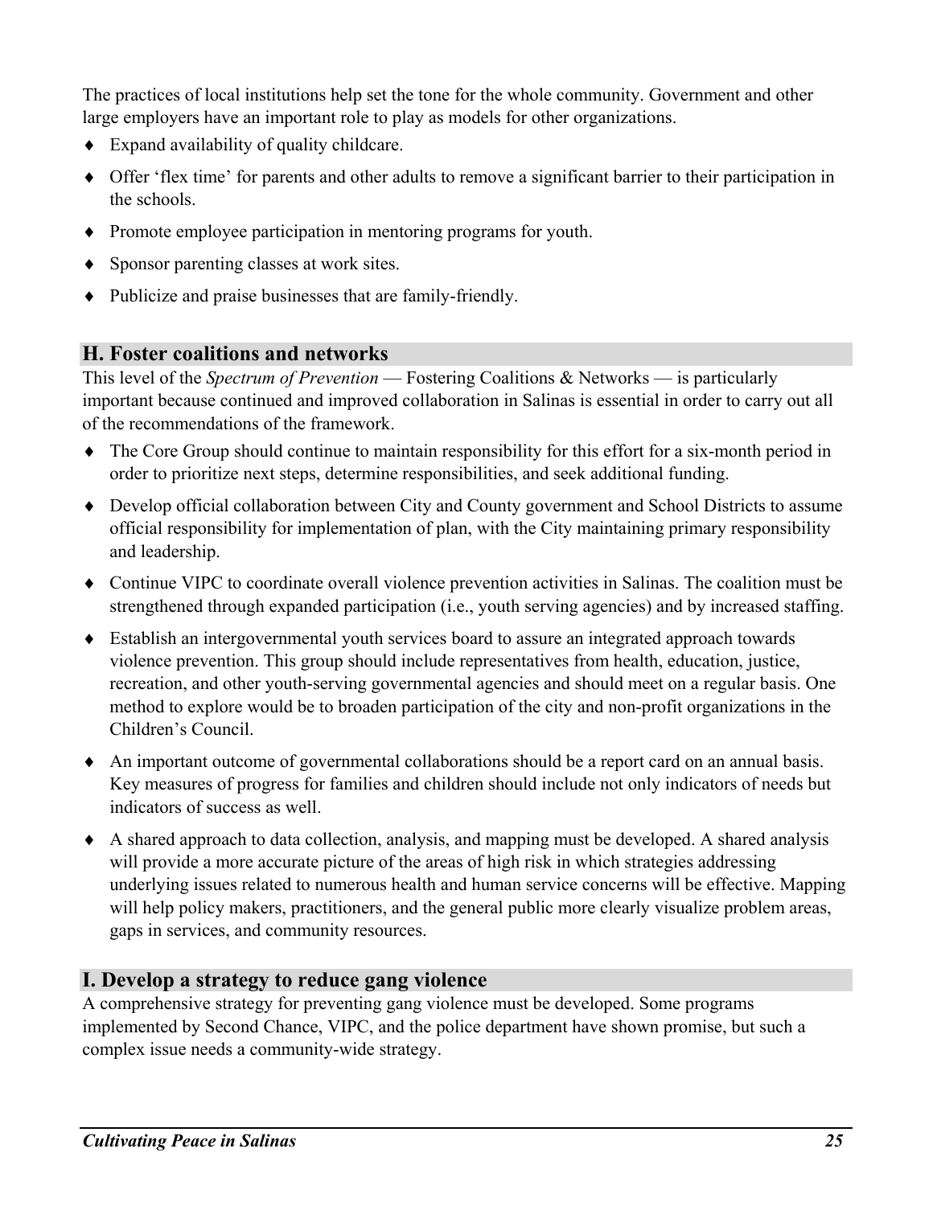The practices of local institutions help set the tone for the whole community. Government and other large employers have an important role to play as models for other organizations.

- Expand availability of quality childcare.
- Offer 'flex time' for parents and other adults to remove a significant barrier to their participation in the schools.
- Promote employee participation in mentoring programs for youth.
- Sponsor parenting classes at work sites.
- Publicize and praise businesses that are family-friendly.

## H. Foster coalitions and networks

This level of the *Spectrum of Prevention* — Fostering Coalitions & Networks — is particularly important because continued and improved collaboration in Salinas is essential in order to carry out all of the recommendations of the framework.

- The Core Group should continue to maintain responsibility for this effort for a six-month period in order to prioritize next steps, determine responsibilities, and seek additional funding.
- Develop official collaboration between City and County government and School Districts to assume official responsibility for implementation of plan, with the City maintaining primary responsibility and leadership.
- Continue VIPC to coordinate overall violence prevention activities in Salinas. The coalition must be strengthened through expanded participation (i.e., youth serving agencies) and by increased staffing.
- Establish an intergovernmental youth services board to assure an integrated approach towards violence prevention. This group should include representatives from health, education, justice, recreation, and other youth-serving governmental agencies and should meet on a regular basis. One method to explore would be to broaden participation of the city and non-profit organizations in the Children's Council.
- An important outcome of governmental collaborations should be a report card on an annual basis. Key measures of progress for families and children should include not only indicators of needs but indicators of success as well.
- A shared approach to data collection, analysis, and mapping must be developed. A shared analysis will provide a more accurate picture of the areas of high risk in which strategies addressing underlying issues related to numerous health and human service concerns will be effective. Mapping will help policy makers, practitioners, and the general public more clearly visualize problem areas, gaps in services, and community resources.

## I. Develop a strategy to reduce gang violence

A comprehensive strategy for preventing gang violence must be developed. Some programs implemented by Second Chance, VIPC, and the police department have shown promise, but such a complex issue needs a community-wide strategy.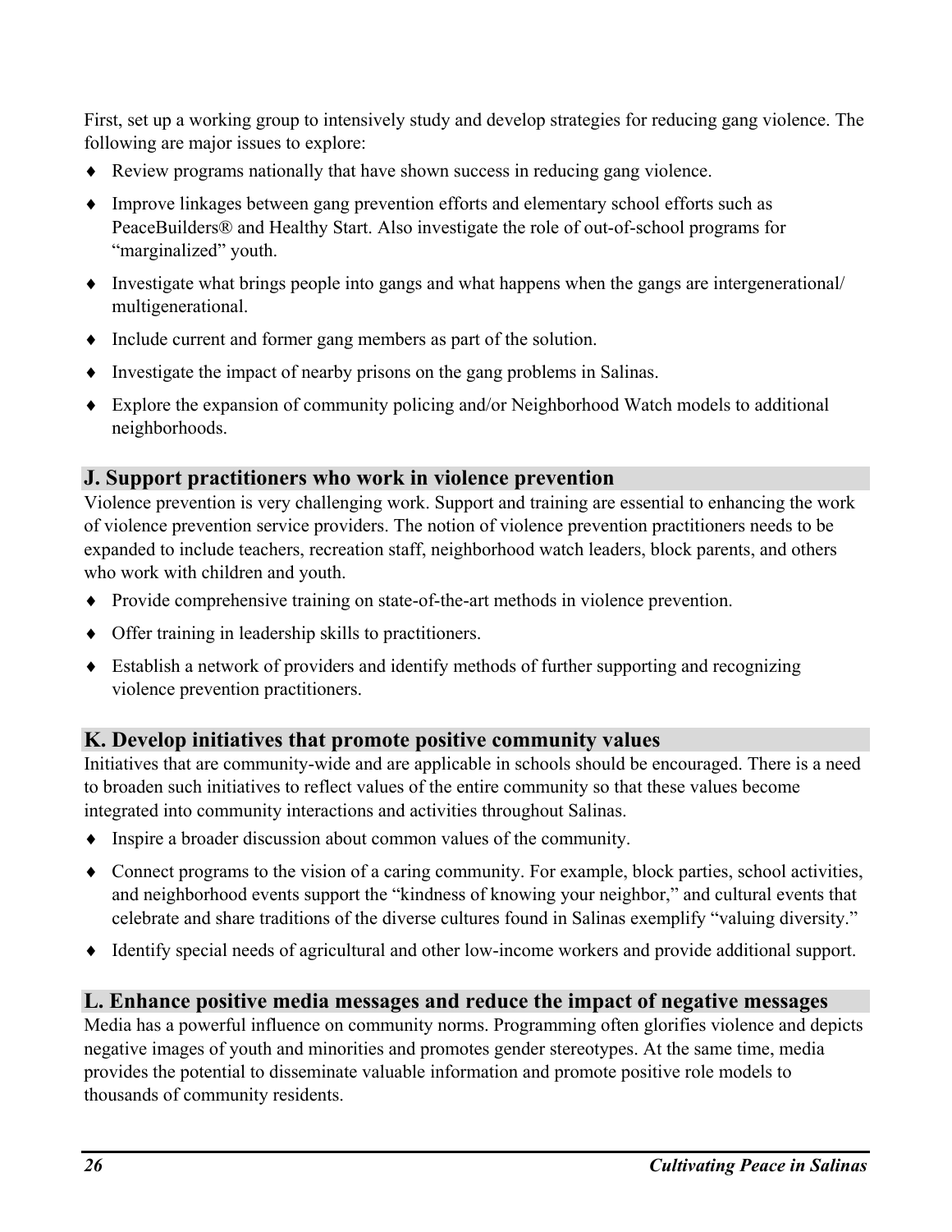First, set up a working group to intensively study and develop strategies for reducing gang violence. The following are major issues to explore:

- Review programs nationally that have shown success in reducing gang violence.
- Improve linkages between gang prevention efforts and elementary school efforts such as PeaceBuilders® and Healthy Start. Also investigate the role of out-of-school programs for "marginalized" youth.
- Investigate what brings people into gangs and what happens when the gangs are intergenerational/ multigenerational.
- Include current and former gang members as part of the solution.
- Investigate the impact of nearby prisons on the gang problems in Salinas.
- Explore the expansion of community policing and/or Neighborhood Watch models to additional neighborhoods.

## J. Support practitioners who work in violence prevention

Violence prevention is very challenging work. Support and training are essential to enhancing the work of violence prevention service providers. The notion of violence prevention practitioners needs to be expanded to include teachers, recreation staff, neighborhood watch leaders, block parents, and others who work with children and youth.

- Provide comprehensive training on state-of-the-art methods in violence prevention.
- Offer training in leadership skills to practitioners.
- Establish a network of providers and identify methods of further supporting and recognizing violence prevention practitioners.

## K. Develop initiatives that promote positive community values

Initiatives that are community-wide and are applicable in schools should be encouraged. There is a need to broaden such initiatives to reflect values of the entire community so that these values become integrated into community interactions and activities throughout Salinas.

- Inspire a broader discussion about common values of the community.
- Connect programs to the vision of a caring community. For example, block parties, school activities, and neighborhood events support the "kindness of knowing your neighbor," and cultural events that celebrate and share traditions of the diverse cultures found in Salinas exemplify "valuing diversity."
- Identify special needs of agricultural and other low-income workers and provide additional support.

## L. Enhance positive media messages and reduce the impact of negative messages

Media has a powerful influence on community norms. Programming often glorifies violence and depicts negative images of youth and minorities and promotes gender stereotypes. At the same time, media provides the potential to disseminate valuable information and promote positive role models to thousands of community residents.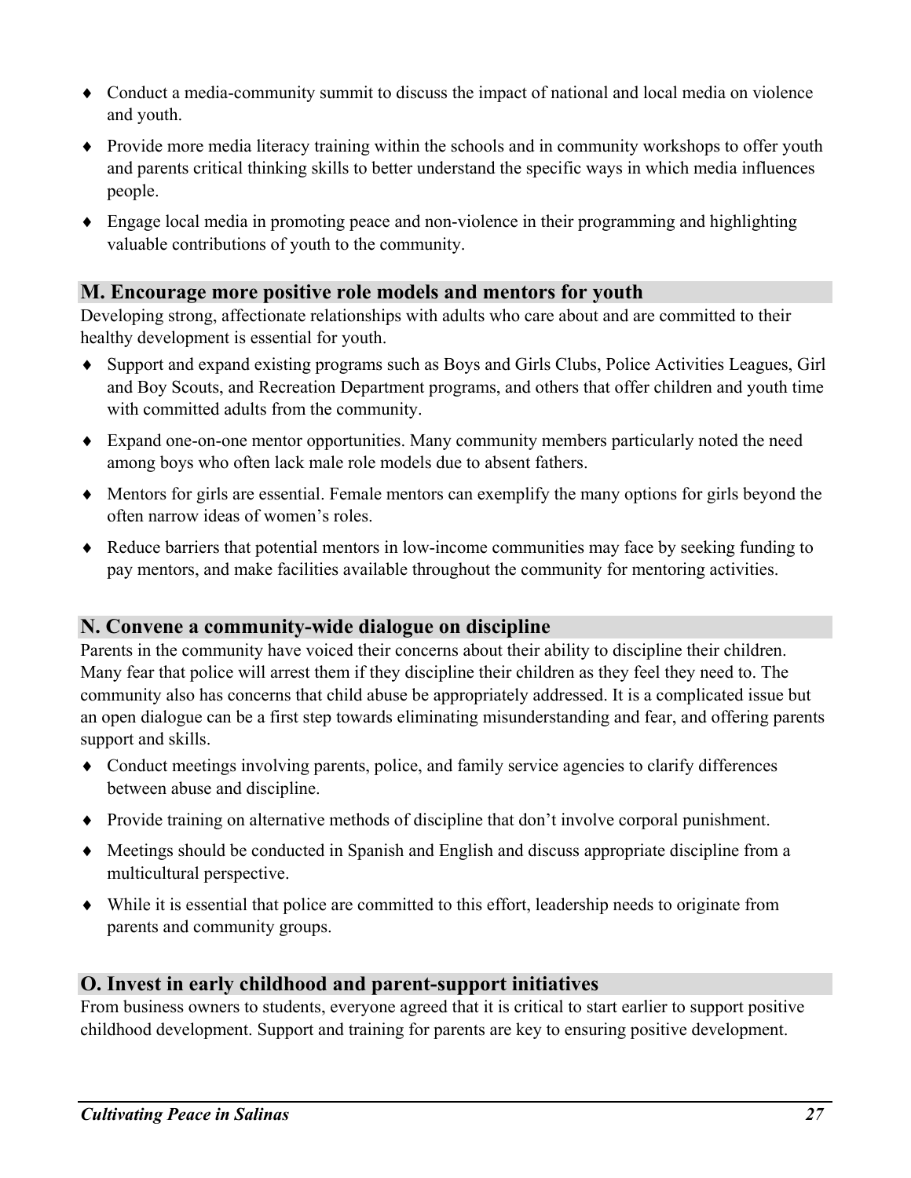- Conduct a media-community summit to discuss the impact of national and local media on violence and youth.
- Provide more media literacy training within the schools and in community workshops to offer youth and parents critical thinking skills to better understand the specific ways in which media influences people.
- Engage local media in promoting peace and non-violence in their programming and highlighting valuable contributions of youth to the community.

## M. Encourage more positive role models and mentors for youth

Developing strong, affectionate relationships with adults who care about and are committed to their healthy development is essential for youth.

- Support and expand existing programs such as Boys and Girls Clubs, Police Activities Leagues, Girl and Boy Scouts, and Recreation Department programs, and others that offer children and youth time with committed adults from the community.
- Expand one-on-one mentor opportunities. Many community members particularly noted the need among boys who often lack male role models due to absent fathers.
- Mentors for girls are essential. Female mentors can exemplify the many options for girls beyond the often narrow ideas of women's roles.
- Reduce barriers that potential mentors in low-income communities may face by seeking funding to pay mentors, and make facilities available throughout the community for mentoring activities.

## N. Convene a community-wide dialogue on discipline

Parents in the community have voiced their concerns about their ability to discipline their children. Many fear that police will arrest them if they discipline their children as they feel they need to. The community also has concerns that child abuse be appropriately addressed. It is a complicated issue but an open dialogue can be a first step towards eliminating misunderstanding and fear, and offering parents support and skills.

- Conduct meetings involving parents, police, and family service agencies to clarify differences between abuse and discipline.
- Provide training on alternative methods of discipline that don't involve corporal punishment.
- Meetings should be conducted in Spanish and English and discuss appropriate discipline from a multicultural perspective.
- While it is essential that police are committed to this effort, leadership needs to originate from parents and community groups.

## O. Invest in early childhood and parent-support initiatives

From business owners to students, everyone agreed that it is critical to start earlier to support positive childhood development. Support and training for parents are key to ensuring positive development.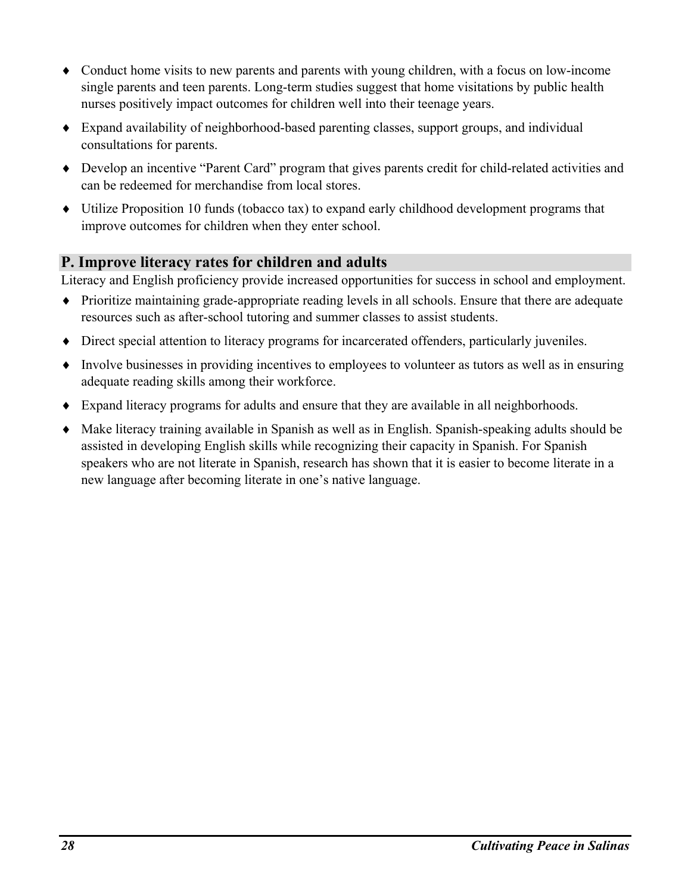- Conduct home visits to new parents and parents with young children, with a focus on low-income single parents and teen parents. Long-term studies suggest that home visitations by public health nurses positively impact outcomes for children well into their teenage years.
- Expand availability of neighborhood-based parenting classes, support groups, and individual consultations for parents.
- Develop an incentive "Parent Card" program that gives parents credit for child-related activities and can be redeemed for merchandise from local stores.
- Utilize Proposition 10 funds (tobacco tax) to expand early childhood development programs that improve outcomes for children when they enter school.

## P. Improve literacy rates for children and adults

Literacy and English proficiency provide increased opportunities for success in school and employment.

- Prioritize maintaining grade-appropriate reading levels in all schools. Ensure that there are adequate resources such as after-school tutoring and summer classes to assist students.
- Direct special attention to literacy programs for incarcerated offenders, particularly juveniles.
- Involve businesses in providing incentives to employees to volunteer as tutors as well as in ensuring adequate reading skills among their workforce.
- Expand literacy programs for adults and ensure that they are available in all neighborhoods.
- Make literacy training available in Spanish as well as in English. Spanish-speaking adults should be assisted in developing English skills while recognizing their capacity in Spanish. For Spanish speakers who are not literate in Spanish, research has shown that it is easier to become literate in a new language after becoming literate in one's native language.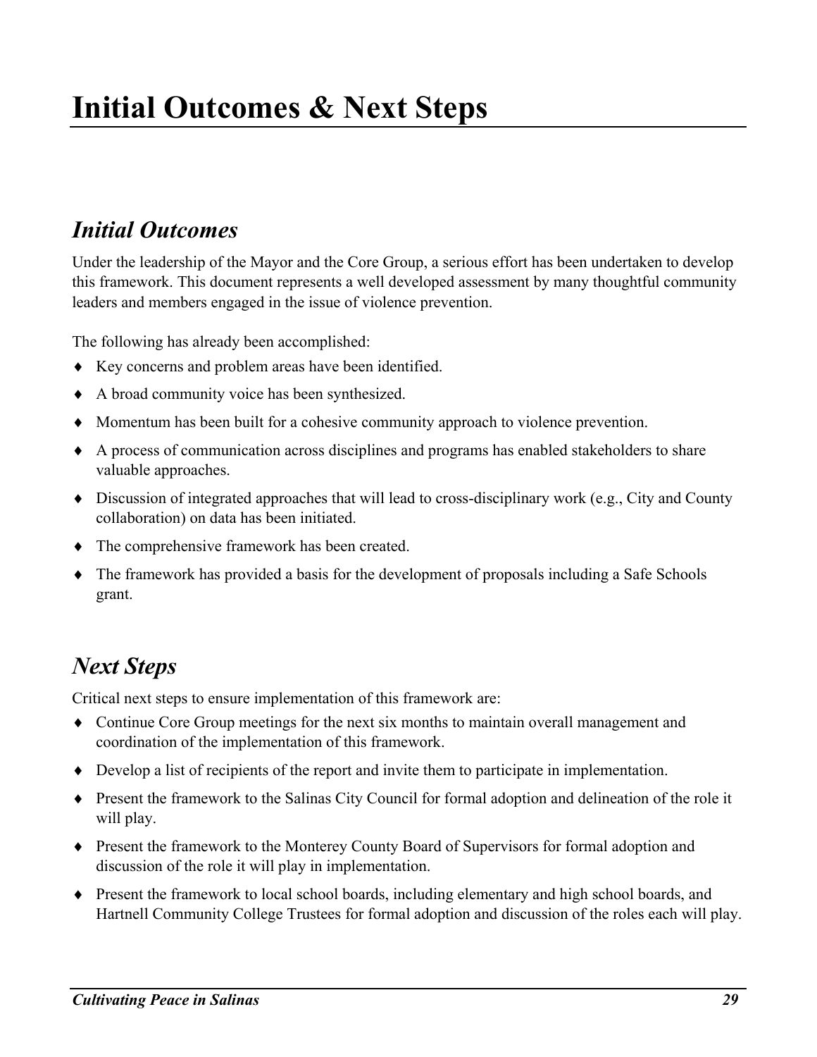# Initial Outcomes & Next Steps

## *Initial Outcomes*

Under the leadership of the Mayor and the Core Group, a serious effort has been undertaken to develop this framework. This document represents a well developed assessment by many thoughtful community leaders and members engaged in the issue of violence prevention.

The following has already been accomplished:

- Key concerns and problem areas have been identified.
- A broad community voice has been synthesized.
- Momentum has been built for a cohesive community approach to violence prevention.
- A process of communication across disciplines and programs has enabled stakeholders to share valuable approaches.
- Discussion of integrated approaches that will lead to cross-disciplinary work (e.g., City and County collaboration) on data has been initiated.
- The comprehensive framework has been created.
- The framework has provided a basis for the development of proposals including a Safe Schools grant.

## *Next Steps*

Critical next steps to ensure implementation of this framework are:

- Continue Core Group meetings for the next six months to maintain overall management and coordination of the implementation of this framework.
- Develop a list of recipients of the report and invite them to participate in implementation.
- Present the framework to the Salinas City Council for formal adoption and delineation of the role it will play.
- Present the framework to the Monterey County Board of Supervisors for formal adoption and discussion of the role it will play in implementation.
- Present the framework to local school boards, including elementary and high school boards, and Hartnell Community College Trustees for formal adoption and discussion of the roles each will play.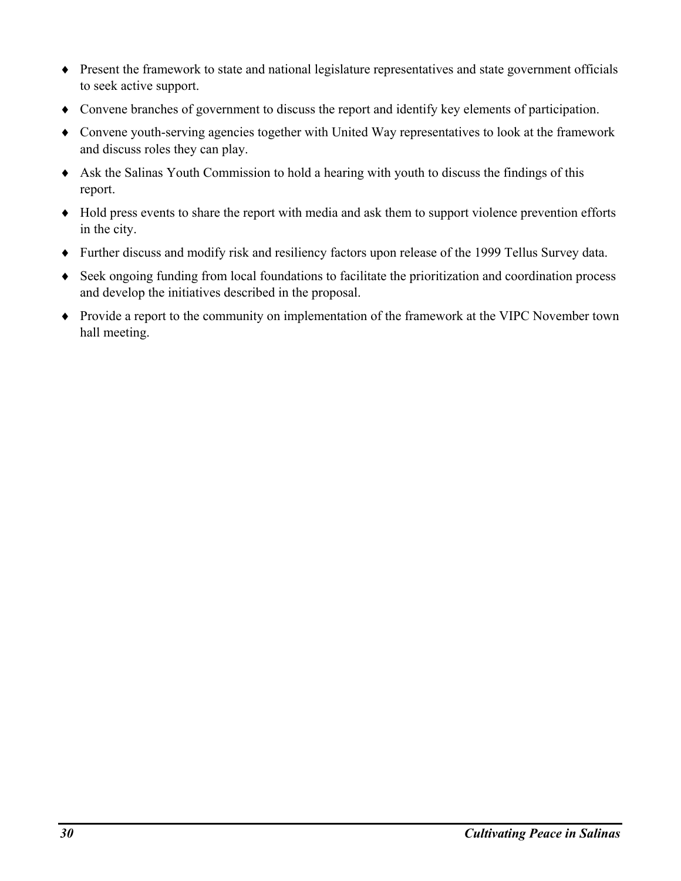- Present the framework to state and national legislature representatives and state government officials to seek active support.
- Convene branches of government to discuss the report and identify key elements of participation.
- Convene youth-serving agencies together with United Way representatives to look at the framework and discuss roles they can play.
- Ask the Salinas Youth Commission to hold a hearing with youth to discuss the findings of this report.
- Hold press events to share the report with media and ask them to support violence prevention efforts in the city.
- Further discuss and modify risk and resiliency factors upon release of the 1999 Tellus Survey data.
- Seek ongoing funding from local foundations to facilitate the prioritization and coordination process and develop the initiatives described in the proposal.
- Provide a report to the community on implementation of the framework at the VIPC November town hall meeting.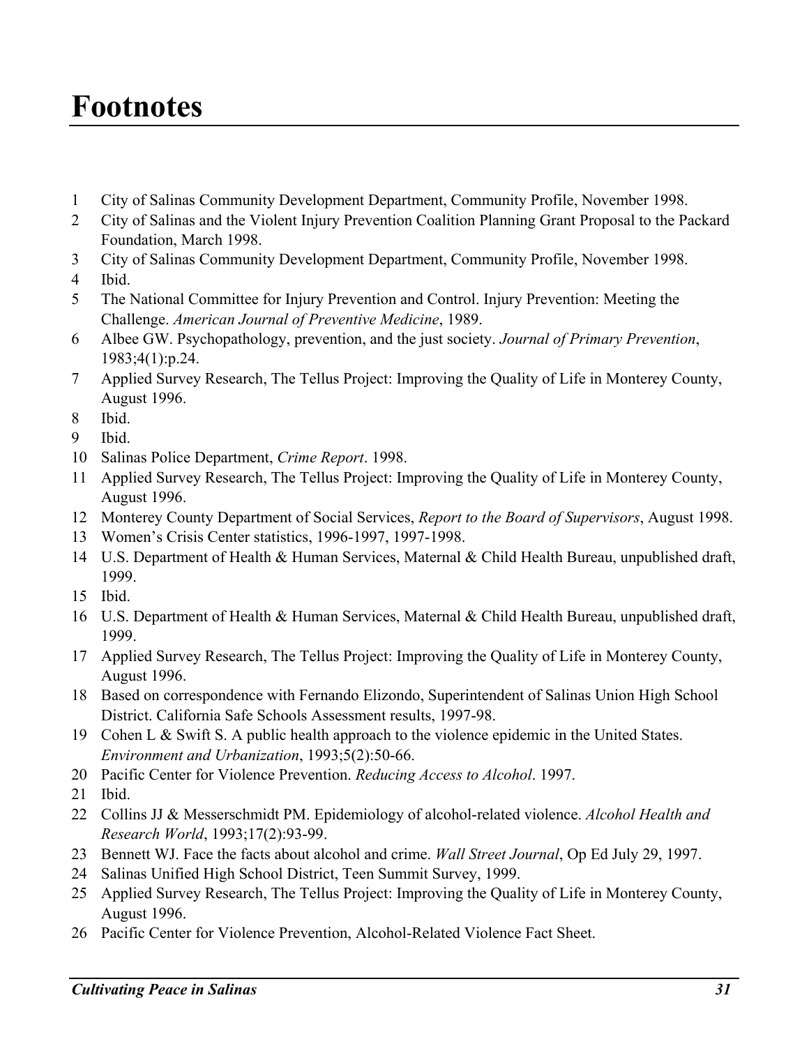# Footnotes

1. City of Salinas Community Development Department, Community Profile, November 1998.
2. City of Salinas and the Violent Injury Prevention Coalition Planning Grant Proposal to the Packard Foundation, March 1998.
3. City of Salinas Community Development Department, Community Profile, November 1998.
4. Ibid.
5. The National Committee for Injury Prevention and Control. Injury Prevention: Meeting the Challenge. *American Journal of Preventive Medicine*, 1989.
6. Albee GW. Psychopathology, prevention, and the just society. *Journal of Primary Prevention*, 1983;4(1):p.24.
7. Applied Survey Research, The Tellus Project: Improving the Quality of Life in Monterey County, August 1996.
8. Ibid.
9. Ibid.
10. Salinas Police Department, *Crime Report*. 1998.
11. Applied Survey Research, The Tellus Project: Improving the Quality of Life in Monterey County, August 1996.
12. Monterey County Department of Social Services, *Report to the Board of Supervisors*, August 1998.
13. Women's Crisis Center statistics, 1996-1997, 1997-1998.
14. U.S. Department of Health & Human Services, Maternal & Child Health Bureau, unpublished draft, 1999.
15. Ibid.
16. U.S. Department of Health & Human Services, Maternal & Child Health Bureau, unpublished draft, 1999.
17. Applied Survey Research, The Tellus Project: Improving the Quality of Life in Monterey County, August 1996.
18. Based on correspondence with Fernando Elizondo, Superintendent of Salinas Union High School District. California Safe Schools Assessment results, 1997-98.
19. Cohen L & Swift S. A public health approach to the violence epidemic in the United States. *Environment and Urbanization*, 1993;5(2):50-66.
20. Pacific Center for Violence Prevention. *Reducing Access to Alcohol*. 1997.
21. Ibid.
22. Collins JJ & Messerschmidt PM. Epidemiology of alcohol-related violence. *Alcohol Health and Research World*, 1993;17(2):93-99.
23. Bennett WJ. Face the facts about alcohol and crime. *Wall Street Journal*, Op Ed July 29, 1997.
24. Salinas Unified High School District, Teen Summit Survey, 1999.
25. Applied Survey Research, The Tellus Project: Improving the Quality of Life in Monterey County, August 1996.
26. Pacific Center for Violence Prevention, Alcohol-Related Violence Fact Sheet.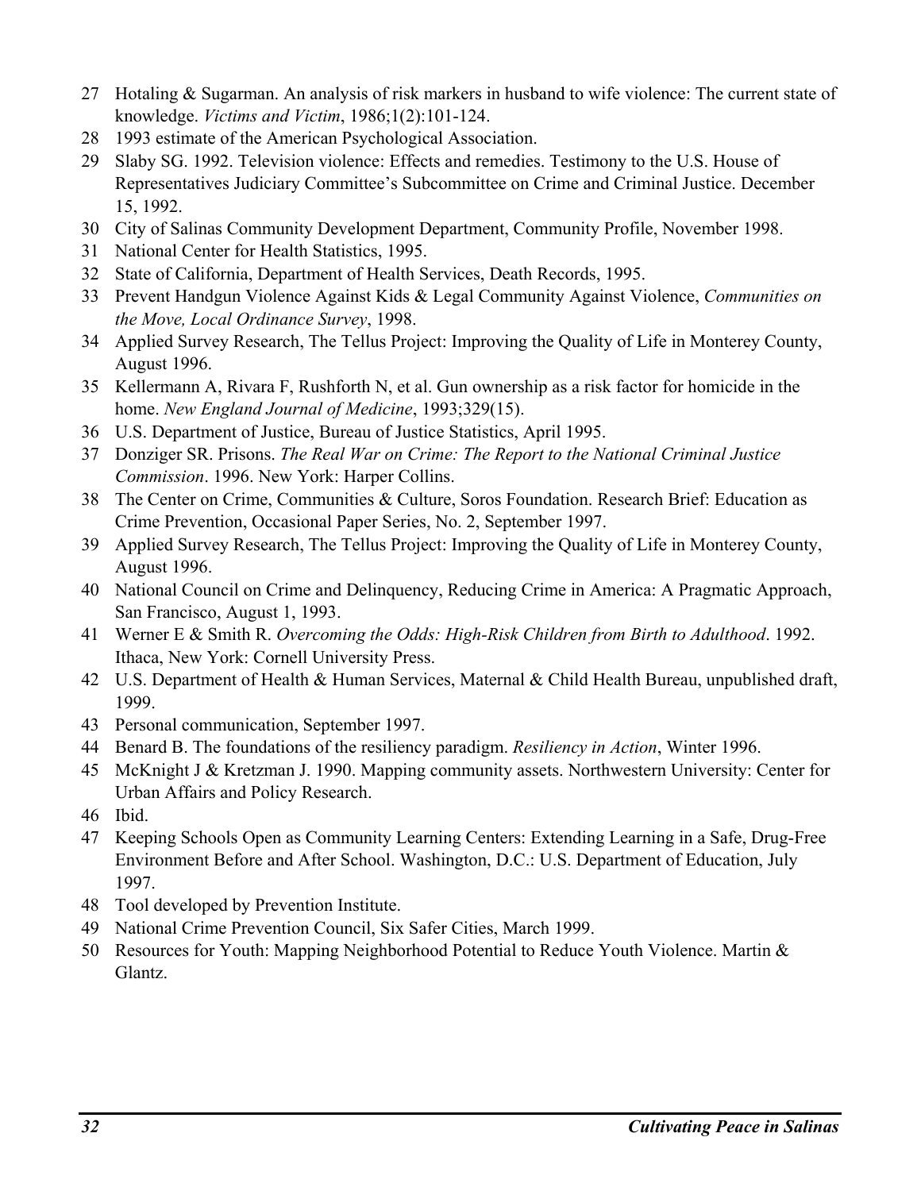27 Hotaling & Sugarman. An analysis of risk markers in husband to wife violence: The current state of knowledge. *Victims and Victim*, 1986;1(2):101-124.

28 1993 estimate of the American Psychological Association.

29 Slaby SG. 1992. Television violence: Effects and remedies. Testimony to the U.S. House of Representatives Judiciary Committee's Subcommittee on Crime and Criminal Justice. December 15, 1992.

30 City of Salinas Community Development Department, Community Profile, November 1998.

31 National Center for Health Statistics, 1995.

32 State of California, Department of Health Services, Death Records, 1995.

33 Prevent Handgun Violence Against Kids & Legal Community Against Violence, *Communities on the Move, Local Ordinance Survey*, 1998.

34 Applied Survey Research, The Tellus Project: Improving the Quality of Life in Monterey County, August 1996.

35 Kellermann A, Rivara F, Rushforth N, et al. Gun ownership as a risk factor for homicide in the home. *New England Journal of Medicine*, 1993;329(15).

36 U.S. Department of Justice, Bureau of Justice Statistics, April 1995.

37 Donziger SR. Prisons. *The Real War on Crime: The Report to the National Criminal Justice Commission*. 1996. New York: Harper Collins.

38 The Center on Crime, Communities & Culture, Soros Foundation. Research Brief: Education as Crime Prevention, Occasional Paper Series, No. 2, September 1997.

39 Applied Survey Research, The Tellus Project: Improving the Quality of Life in Monterey County, August 1996.

40 National Council on Crime and Delinquency, Reducing Crime in America: A Pragmatic Approach, San Francisco, August 1, 1993.

41 Werner E & Smith R. *Overcoming the Odds: High-Risk Children from Birth to Adulthood*. 1992. Ithaca, New York: Cornell University Press.

42 U.S. Department of Health & Human Services, Maternal & Child Health Bureau, unpublished draft, 1999.

43 Personal communication, September 1997.

44 Benard B. The foundations of the resiliency paradigm. *Resiliency in Action*, Winter 1996.

45 McKnight J & Kretzman J. 1990. Mapping community assets. Northwestern University: Center for Urban Affairs and Policy Research.

46 Ibid.

47 Keeping Schools Open as Community Learning Centers: Extending Learning in a Safe, Drug-Free Environment Before and After School. Washington, D.C.: U.S. Department of Education, July 1997.

48 Tool developed by Prevention Institute.

49 National Crime Prevention Council, Six Safer Cities, March 1999.

50 Resources for Youth: Mapping Neighborhood Potential to Reduce Youth Violence. Martin & Glantz.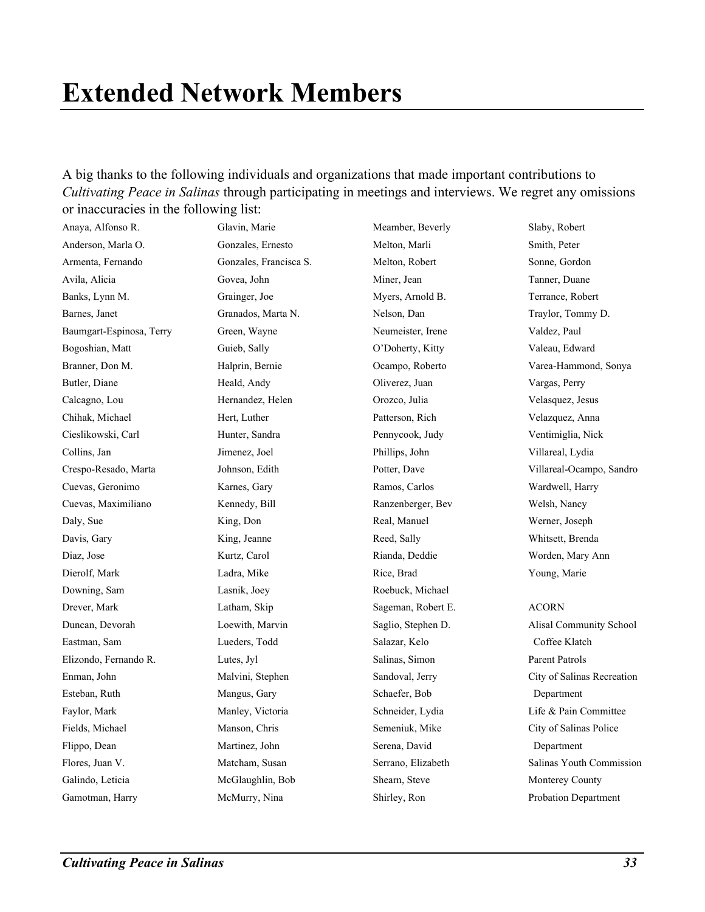# Extended Network Members

A big thanks to the following individuals and organizations that made important contributions to *Cultivating Peace in Salinas* through participating in meetings and interviews. We regret any omissions or inaccuracies in the following list:

Anaya, Alfonso R.
Anderson, Marla O.
Armenta, Fernando
Avila, Alicia
Banks, Lynn M.
Barnes, Janet
Baumgart-Espinosa, Terry
Bogoshian, Matt
Branner, Don M.
Butler, Diane
Calcagno, Lou
Chihak, Michael
Cieslikowski, Carl
Collins, Jan
Crespo-Resado, Marta
Cuevas, Geronimo
Cuevas, Maximiliano
Daly, Sue
Davis, Gary
Diaz, Jose
Dierolf, Mark
Downing, Sam
Drever, Mark
Duncan, Devorah
Eastman, Sam
Elizondo, Fernando R.
Enman, John
Esteban, Ruth
Faylor, Mark
Fields, Michael
Flippo, Dean
Flores, Juan V.
Galindo, Leticia
Gamotman, Harry
Glavin, Marie
Gonzales, Ernesto
Gonzales, Francisca S.
Govea, John
Grainger, Joe
Granados, Marta N.
Green, Wayne
Guieb, Sally
Halprin, Bernie
Heald, Andy
Hernandez, Helen
Hert, Luther
Hunter, Sandra
Jimenez, Joel
Johnson, Edith
Karnes, Gary
Kennedy, Bill
King, Don
King, Jeanne
Kurtz, Carol
Ladra, Mike
Lasnik, Joey
Latham, Skip
Loewith, Marvin
Lueders, Todd
Lutes, Jyl
Malvini, Stephen
Mangus, Gary
Manley, Victoria
Manson, Chris
Martinez, John
Matcham, Susan
McGlaughlin, Bob
McMurry, Nina
Meamber, Beverly
Melton, Marli
Melton, Robert
Miner, Jean
Myers, Arnold B.
Nelson, Dan
Neumeister, Irene
O'Doherty, Kitty
Ocampo, Roberto
Oliverez, Juan
Orozco, Julia
Patterson, Rich
Pennycook, Judy
Phillips, John
Potter, Dave
Ramos, Carlos
Ranzenberger, Bev
Real, Manuel
Reed, Sally
Rianda, Deddie
Rice, Brad
Roebuck, Michael
Sageman, Robert E.
Saglio, Stephen D.
Salazar, Kelo
Salinas, Simon
Sandoval, Jerry
Schaefer, Bob
Schneider, Lydia
Semeniuk, Mike
Serena, David
Serrano, Elizabeth
Shearn, Steve
Shirley, Ron
Slaby, Robert
Smith, Peter
Sonne, Gordon
Tanner, Duane
Terrance, Robert
Traylor, Tommy D.
Valdez, Paul
Valeau, Edward
Varea-Hammond, Sonya
Vargas, Perry
Velasquez, Jesus
Velazquez, Anna
Ventimiglia, Nick
Villareal, Lydia
Villareal-Ocampo, Sandro
Wardwell, Harry
Welsh, Nancy
Werner, Joseph
Whitsett, Brenda
Worden, Mary Ann
Young, Marie

ACORN
Alisal Community School Coffee Klatch
Parent Patrols
City of Salinas Recreation Department
Life & Pain Committee
City of Salinas Police Department
Salinas Youth Commission
Monterey County Probation Department